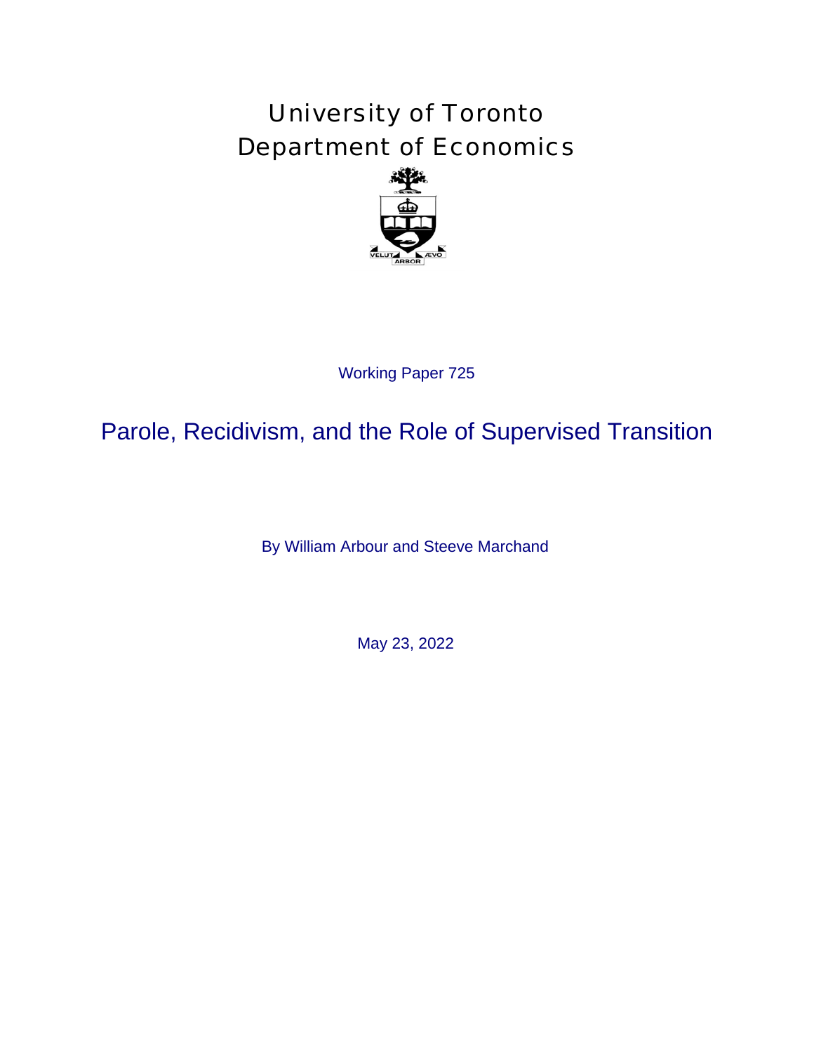# University of Toronto
# Department of Economics

Working Paper 725

## Parole, Recidivism, and the Role of Supervised Transition

By William Arbour and Steeve Marchand

May 23, 2022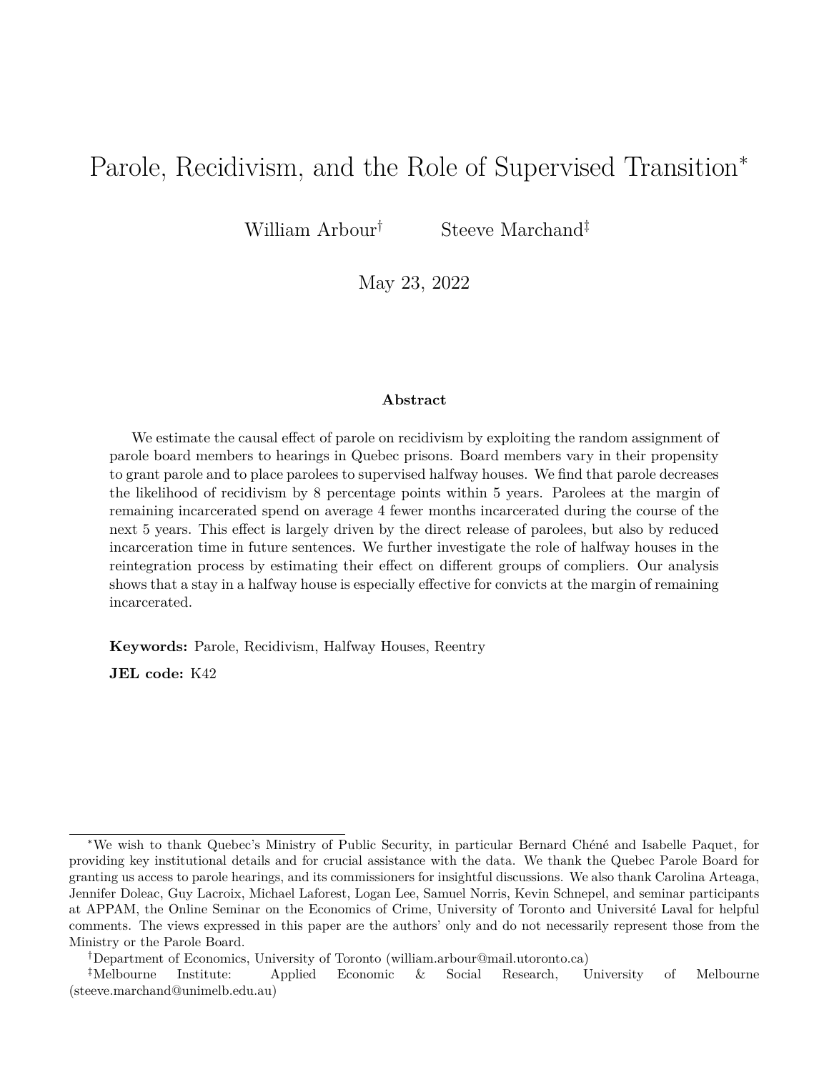# Parole, Recidivism, and the Role of Supervised Transition*

William Arbour[†] Steeve Marchand[‡]

May 23, 2022

### Abstract

We estimate the causal effect of parole on recidivism by exploiting the random assignment of parole board members to hearings in Quebec prisons. Board members vary in their propensity to grant parole and to place parolees to supervised halfway houses. We find that parole decreases the likelihood of recidivism by 8 percentage points within 5 years. Parolees at the margin of remaining incarcerated spend on average 4 fewer months incarcerated during the course of the next 5 years. This effect is largely driven by the direct release of parolees, but also by reduced incarceration time in future sentences. We further investigate the role of halfway houses in the reintegration process by estimating their effect on different groups of compliers. Our analysis shows that a stay in a halfway house is especially effective for convicts at the margin of remaining incarcerated.

**Keywords:** Parole, Recidivism, Halfway Houses, Reentry

**JEL code:** K42

---

*We wish to thank Quebec's Ministry of Public Security, in particular Bernard Chéné and Isabelle Paquet, for providing key institutional details and for crucial assistance with the data. We thank the Quebec Parole Board for granting us access to parole hearings, and its commissioners for insightful discussions. We also thank Carolina Arteaga, Jennifer Doleac, Guy Lacroix, Michael Laforest, Logan Lee, Samuel Norris, Kevin Schnepel, and seminar participants at APPAM, the Online Seminar on the Economics of Crime, University of Toronto and Université Laval for helpful comments. The views expressed in this paper are the authors' only and do not necessarily represent those from the Ministry or the Parole Board.

[†]Department of Economics, University of Toronto (william.arbour@mail.utoronto.ca)

[‡]Melbourne Institute: Applied Economic & Social Research, University of Melbourne (steeve.marchand@unimelb.edu.au)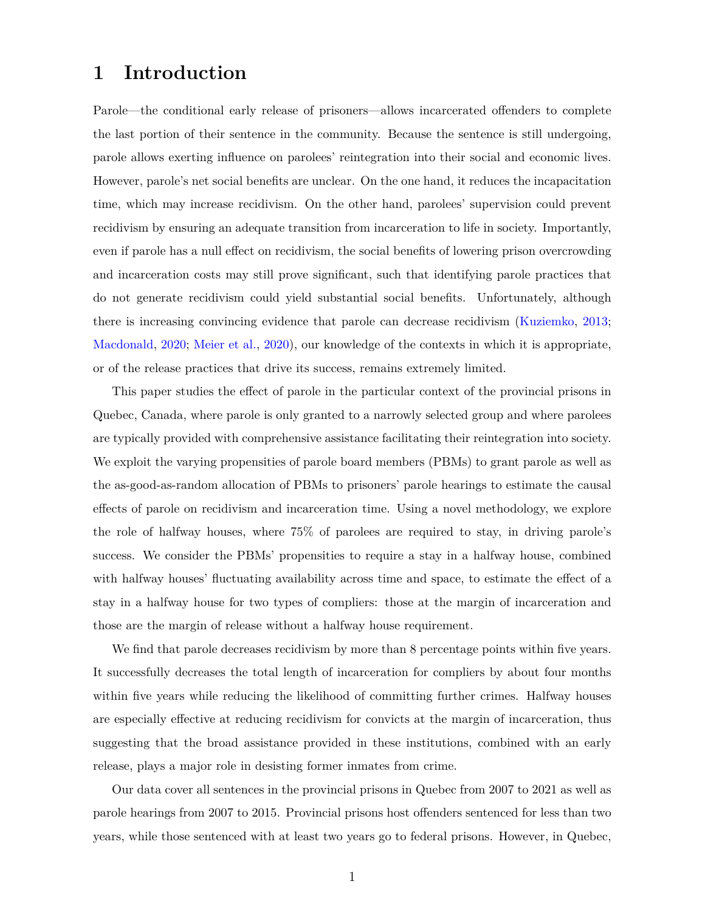# 1 Introduction

Parole—the conditional early release of prisoners—allows incarcerated offenders to complete the last portion of their sentence in the community. Because the sentence is still undergoing, parole allows exerting influence on parolees' reintegration into their social and economic lives. However, parole's net social benefits are unclear. On the one hand, it reduces the incapacitation time, which may increase recidivism. On the other hand, parolees' supervision could prevent recidivism by ensuring an adequate transition from incarceration to life in society. Importantly, even if parole has a null effect on recidivism, the social benefits of lowering prison overcrowding and incarceration costs may still prove significant, such that identifying parole practices that do not generate recidivism could yield substantial social benefits. Unfortunately, although there is increasing convincing evidence that parole can decrease recidivism (Kuziemko, 2013; Macdonald, 2020; Meier et al., 2020), our knowledge of the contexts in which it is appropriate, or of the release practices that drive its success, remains extremely limited.

This paper studies the effect of parole in the particular context of the provincial prisons in Quebec, Canada, where parole is only granted to a narrowly selected group and where parolees are typically provided with comprehensive assistance facilitating their reintegration into society. We exploit the varying propensities of parole board members (PBMs) to grant parole as well as the as-good-as-random allocation of PBMs to prisoners' parole hearings to estimate the causal effects of parole on recidivism and incarceration time. Using a novel methodology, we explore the role of halfway houses, where 75% of parolees are required to stay, in driving parole's success. We consider the PBMs' propensities to require a stay in a halfway house, combined with halfway houses' fluctuating availability across time and space, to estimate the effect of a stay in a halfway house for two types of compliers: those at the margin of incarceration and those are the margin of release without a halfway house requirement.

We find that parole decreases recidivism by more than 8 percentage points within five years. It successfully decreases the total length of incarceration for compliers by about four months within five years while reducing the likelihood of committing further crimes. Halfway houses are especially effective at reducing recidivism for convicts at the margin of incarceration, thus suggesting that the broad assistance provided in these institutions, combined with an early release, plays a major role in desisting former inmates from crime.

Our data cover all sentences in the provincial prisons in Quebec from 2007 to 2021 as well as parole hearings from 2007 to 2015. Provincial prisons host offenders sentenced for less than two years, while those sentenced with at least two years go to federal prisons. However, in Quebec,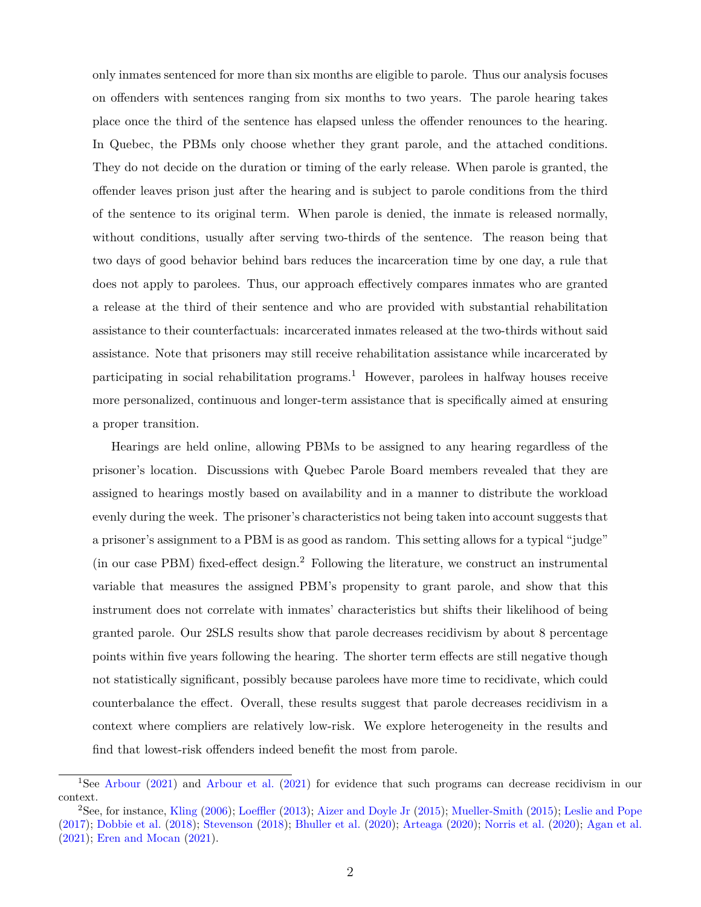only inmates sentenced for more than six months are eligible to parole. Thus our analysis focuses on offenders with sentences ranging from six months to two years. The parole hearing takes place once the third of the sentence has elapsed unless the offender renounces to the hearing. In Quebec, the PBMs only choose whether they grant parole, and the attached conditions. They do not decide on the duration or timing of the early release. When parole is granted, the offender leaves prison just after the hearing and is subject to parole conditions from the third of the sentence to its original term. When parole is denied, the inmate is released normally, without conditions, usually after serving two-thirds of the sentence. The reason being that two days of good behavior behind bars reduces the incarceration time by one day, a rule that does not apply to parolees. Thus, our approach effectively compares inmates who are granted a release at the third of their sentence and who are provided with substantial rehabilitation assistance to their counterfactuals: incarcerated inmates released at the two-thirds without said assistance. Note that prisoners may still receive rehabilitation assistance while incarcerated by participating in social rehabilitation programs.[1] However, parolees in halfway houses receive more personalized, continuous and longer-term assistance that is specifically aimed at ensuring a proper transition.

Hearings are held online, allowing PBMs to be assigned to any hearing regardless of the prisoner's location. Discussions with Quebec Parole Board members revealed that they are assigned to hearings mostly based on availability and in a manner to distribute the workload evenly during the week. The prisoner's characteristics not being taken into account suggests that a prisoner's assignment to a PBM is as good as random. This setting allows for a typical "judge" (in our case PBM) fixed-effect design.[2] Following the literature, we construct an instrumental variable that measures the assigned PBM's propensity to grant parole, and show that this instrument does not correlate with inmates' characteristics but shifts their likelihood of being granted parole. Our 2SLS results show that parole decreases recidivism by about 8 percentage points within five years following the hearing. The shorter term effects are still negative though not statistically significant, possibly because parolees have more time to recidivate, which could counterbalance the effect. Overall, these results suggest that parole decreases recidivism in a context where compliers are relatively low-risk. We explore heterogeneity in the results and find that lowest-risk offenders indeed benefit the most from parole.

[1] See Arbour (2021) and Arbour et al. (2021) for evidence that such programs can decrease recidivism in our context.

[2] See, for instance, Kling (2006); Loeffler (2013); Aizer and Doyle Jr (2015); Mueller-Smith (2015); Leslie and Pope (2017); Dobbie et al. (2018); Stevenson (2018); Bhuller et al. (2020); Arteaga (2020); Norris et al. (2020); Agan et al. (2021); Eren and Mocan (2021).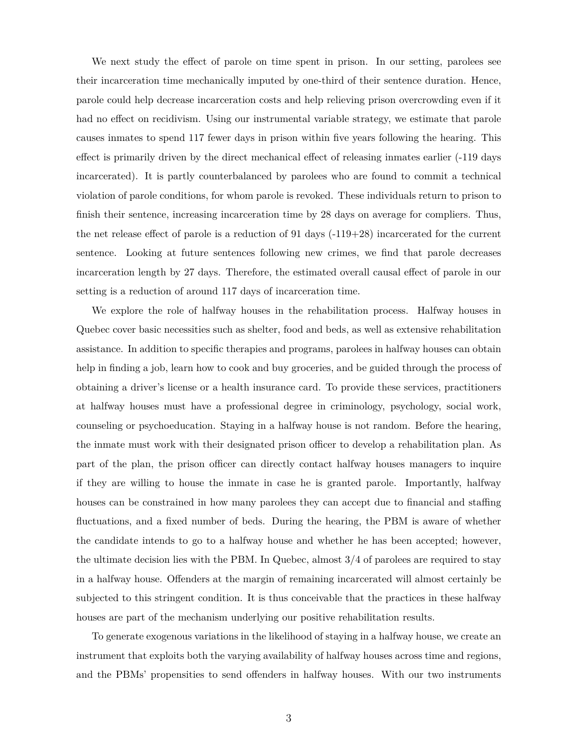We next study the effect of parole on time spent in prison. In our setting, parolees see their incarceration time mechanically imputed by one-third of their sentence duration. Hence, parole could help decrease incarceration costs and help relieving prison overcrowding even if it had no effect on recidivism. Using our instrumental variable strategy, we estimate that parole causes inmates to spend 117 fewer days in prison within five years following the hearing. This effect is primarily driven by the direct mechanical effect of releasing inmates earlier (-119 days incarcerated). It is partly counterbalanced by parolees who are found to commit a technical violation of parole conditions, for whom parole is revoked. These individuals return to prison to finish their sentence, increasing incarceration time by 28 days on average for compliers. Thus, the net release effect of parole is a reduction of 91 days (-119+28) incarcerated for the current sentence. Looking at future sentences following new crimes, we find that parole decreases incarceration length by 27 days. Therefore, the estimated overall causal effect of parole in our setting is a reduction of around 117 days of incarceration time.

We explore the role of halfway houses in the rehabilitation process. Halfway houses in Quebec cover basic necessities such as shelter, food and beds, as well as extensive rehabilitation assistance. In addition to specific therapies and programs, parolees in halfway houses can obtain help in finding a job, learn how to cook and buy groceries, and be guided through the process of obtaining a driver's license or a health insurance card. To provide these services, practitioners at halfway houses must have a professional degree in criminology, psychology, social work, counseling or psychoeducation. Staying in a halfway house is not random. Before the hearing, the inmate must work with their designated prison officer to develop a rehabilitation plan. As part of the plan, the prison officer can directly contact halfway houses managers to inquire if they are willing to house the inmate in case he is granted parole. Importantly, halfway houses can be constrained in how many parolees they can accept due to financial and staffing fluctuations, and a fixed number of beds. During the hearing, the PBM is aware of whether the candidate intends to go to a halfway house and whether he has been accepted; however, the ultimate decision lies with the PBM. In Quebec, almost 3/4 of parolees are required to stay in a halfway house. Offenders at the margin of remaining incarcerated will almost certainly be subjected to this stringent condition. It is thus conceivable that the practices in these halfway houses are part of the mechanism underlying our positive rehabilitation results.

To generate exogenous variations in the likelihood of staying in a halfway house, we create an instrument that exploits both the varying availability of halfway houses across time and regions, and the PBMs' propensities to send offenders in halfway houses. With our two instruments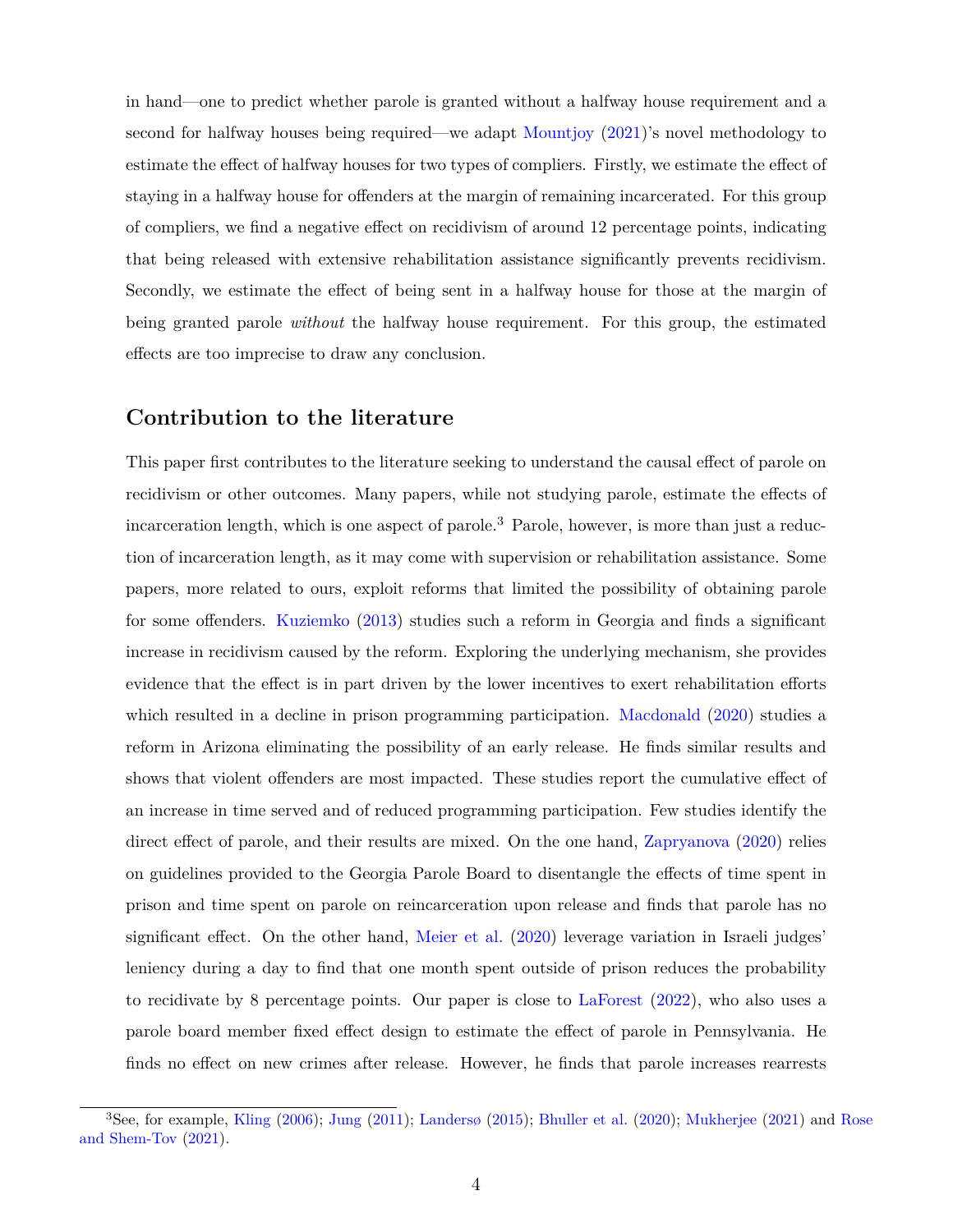in hand—one to predict whether parole is granted without a halfway house requirement and a second for halfway houses being required—we adapt Mountjoy (2021)'s novel methodology to estimate the effect of halfway houses for two types of compliers. Firstly, we estimate the effect of staying in a halfway house for offenders at the margin of remaining incarcerated. For this group of compliers, we find a negative effect on recidivism of around 12 percentage points, indicating that being released with extensive rehabilitation assistance significantly prevents recidivism. Secondly, we estimate the effect of being sent in a halfway house for those at the margin of being granted parole *without* the halfway house requirement. For this group, the estimated effects are too imprecise to draw any conclusion.

## Contribution to the literature

This paper first contributes to the literature seeking to understand the causal effect of parole on recidivism or other outcomes. Many papers, while not studying parole, estimate the effects of incarceration length, which is one aspect of parole.[3] Parole, however, is more than just a reduction of incarceration length, as it may come with supervision or rehabilitation assistance. Some papers, more related to ours, exploit reforms that limited the possibility of obtaining parole for some offenders. Kuziemko (2013) studies such a reform in Georgia and finds a significant increase in recidivism caused by the reform. Exploring the underlying mechanism, she provides evidence that the effect is in part driven by the lower incentives to exert rehabilitation efforts which resulted in a decline in prison programming participation. Macdonald (2020) studies a reform in Arizona eliminating the possibility of an early release. He finds similar results and shows that violent offenders are most impacted. These studies report the cumulative effect of an increase in time served and of reduced programming participation. Few studies identify the direct effect of parole, and their results are mixed. On the one hand, Zapryanova (2020) relies on guidelines provided to the Georgia Parole Board to disentangle the effects of time spent in prison and time spent on parole on reincarceration upon release and finds that parole has no significant effect. On the other hand, Meier et al. (2020) leverage variation in Israeli judges' leniency during a day to find that one month spent outside of prison reduces the probability to recidivate by 8 percentage points. Our paper is close to LaForest (2022), who also uses a parole board member fixed effect design to estimate the effect of parole in Pennsylvania. He finds no effect on new crimes after release. However, he finds that parole increases rearrests

[3] See, for example, Kling (2006); Jung (2011); Landersø (2015); Bhuller et al. (2020); Mukherjee (2021) and Rose and Shem-Tov (2021).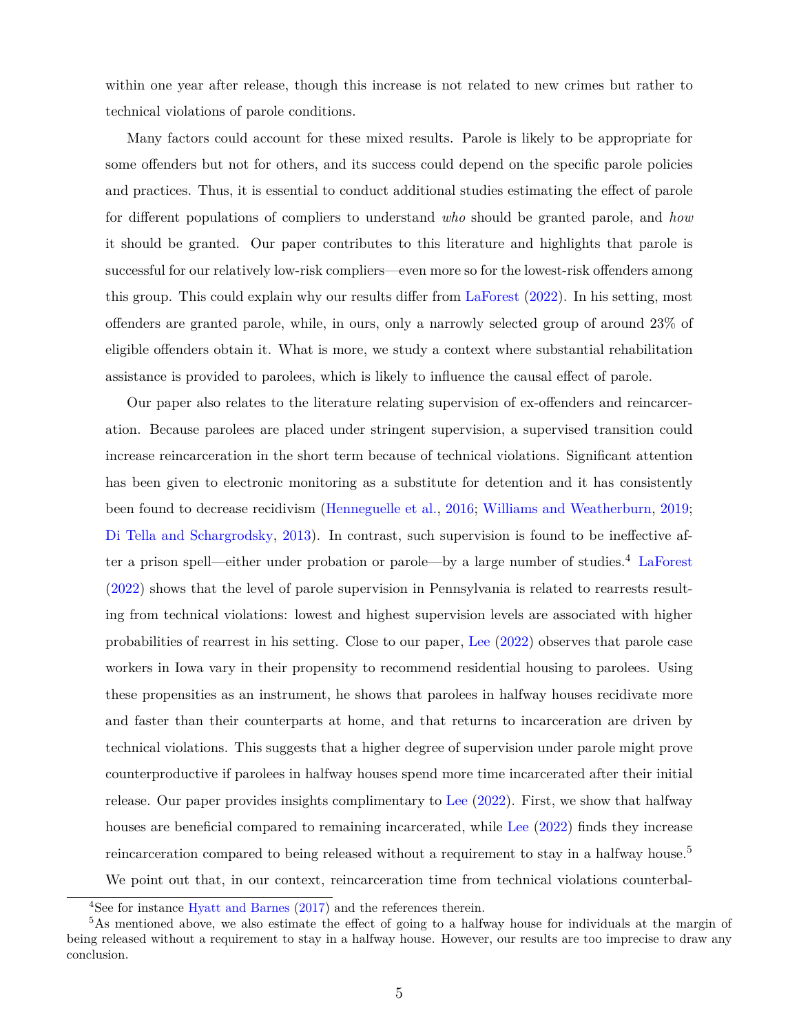within one year after release, though this increase is not related to new crimes but rather to technical violations of parole conditions.

Many factors could account for these mixed results. Parole is likely to be appropriate for some offenders but not for others, and its success could depend on the specific parole policies and practices. Thus, it is essential to conduct additional studies estimating the effect of parole for different populations of compliers to understand *who* should be granted parole, and *how* it should be granted. Our paper contributes to this literature and highlights that parole is successful for our relatively low-risk compliers—even more so for the lowest-risk offenders among this group. This could explain why our results differ from LaForest (2022). In his setting, most offenders are granted parole, while, in ours, only a narrowly selected group of around 23% of eligible offenders obtain it. What is more, we study a context where substantial rehabilitation assistance is provided to parolees, which is likely to influence the causal effect of parole.

Our paper also relates to the literature relating supervision of ex-offenders and reincarceration. Because parolees are placed under stringent supervision, a supervised transition could increase reincarceration in the short term because of technical violations. Significant attention has been given to electronic monitoring as a substitute for detention and it has consistently been found to decrease recidivism (Henneguelle et al., 2016; Williams and Weatherburn, 2019; Di Tella and Schargrodsky, 2013). In contrast, such supervision is found to be ineffective after a prison spell—either under probation or parole—by a large number of studies.[4] LaForest (2022) shows that the level of parole supervision in Pennsylvania is related to rearrests resulting from technical violations: lowest and highest supervision levels are associated with higher probabilities of rearrest in his setting. Close to our paper, Lee (2022) observes that parole case workers in Iowa vary in their propensity to recommend residential housing to parolees. Using these propensities as an instrument, he shows that parolees in halfway houses recidivate more and faster than their counterparts at home, and that returns to incarceration are driven by technical violations. This suggests that a higher degree of supervision under parole might prove counterproductive if parolees in halfway houses spend more time incarcerated after their initial release. Our paper provides insights complimentary to Lee (2022). First, we show that halfway houses are beneficial compared to remaining incarcerated, while Lee (2022) finds they increase reincarceration compared to being released without a requirement to stay in a halfway house.[5] We point out that, in our context, reincarceration time from technical violations counterbal-

[4] See for instance Hyatt and Barnes (2017) and the references therein.

[5] As mentioned above, we also estimate the effect of going to a halfway house for individuals at the margin of being released without a requirement to stay in a halfway house. However, our results are too imprecise to draw any conclusion.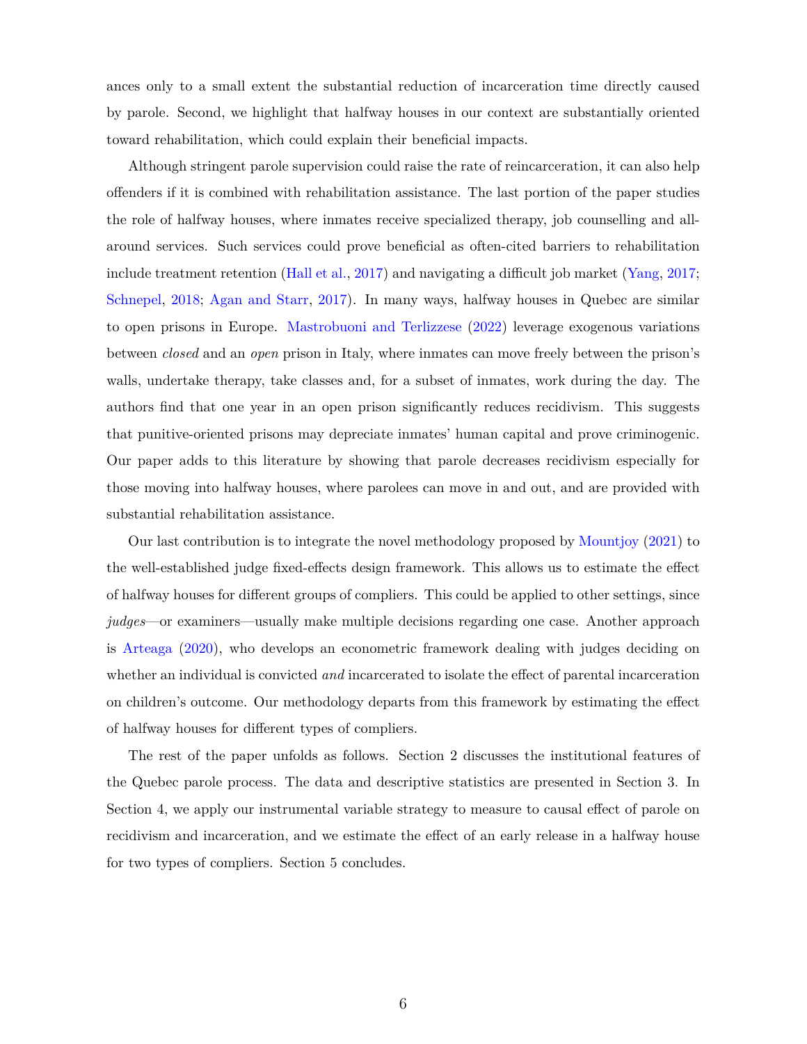ances only to a small extent the substantial reduction of incarceration time directly caused by parole. Second, we highlight that halfway houses in our context are substantially oriented toward rehabilitation, which could explain their beneficial impacts.

Although stringent parole supervision could raise the rate of reincarceration, it can also help offenders if it is combined with rehabilitation assistance. The last portion of the paper studies the role of halfway houses, where inmates receive specialized therapy, job counselling and all-around services. Such services could prove beneficial as often-cited barriers to rehabilitation include treatment retention (Hall et al., 2017) and navigating a difficult job market (Yang, 2017; Schnepel, 2018; Agan and Starr, 2017). In many ways, halfway houses in Quebec are similar to open prisons in Europe. Mastrobuoni and Terlizzese (2022) leverage exogenous variations between *closed* and an *open* prison in Italy, where inmates can move freely between the prison's walls, undertake therapy, take classes and, for a subset of inmates, work during the day. The authors find that one year in an open prison significantly reduces recidivism. This suggests that punitive-oriented prisons may depreciate inmates' human capital and prove criminogenic. Our paper adds to this literature by showing that parole decreases recidivism especially for those moving into halfway houses, where parolees can move in and out, and are provided with substantial rehabilitation assistance.

Our last contribution is to integrate the novel methodology proposed by Mountjoy (2021) to the well-established judge fixed-effects design framework. This allows us to estimate the effect of halfway houses for different groups of compliers. This could be applied to other settings, since *judges*—or examiners—usually make multiple decisions regarding one case. Another approach is Arteaga (2020), who develops an econometric framework dealing with judges deciding on whether an individual is convicted *and* incarcerated to isolate the effect of parental incarceration on children's outcome. Our methodology departs from this framework by estimating the effect of halfway houses for different types of compliers.

The rest of the paper unfolds as follows. Section 2 discusses the institutional features of the Quebec parole process. The data and descriptive statistics are presented in Section 3. In Section 4, we apply our instrumental variable strategy to measure to causal effect of parole on recidivism and incarceration, and we estimate the effect of an early release in a halfway house for two types of compliers. Section 5 concludes.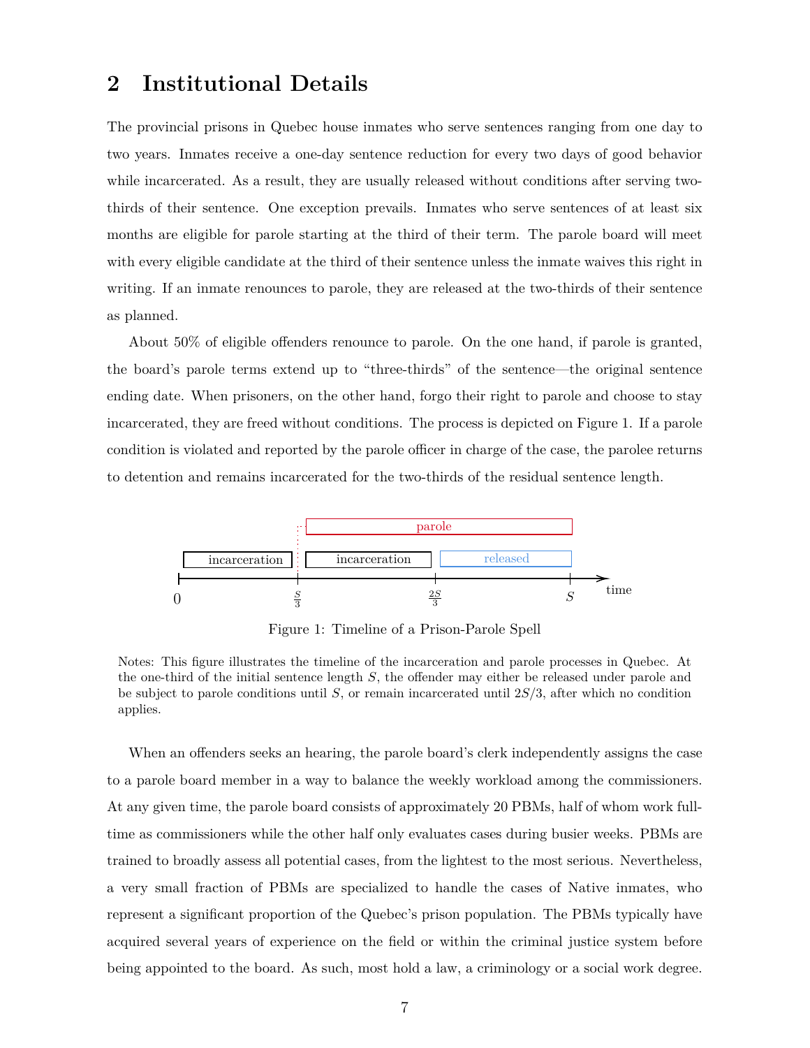## 2 Institutional Details

The provincial prisons in Quebec house inmates who serve sentences ranging from one day to two years. Inmates receive a one-day sentence reduction for every two days of good behavior while incarcerated. As a result, they are usually released without conditions after serving two-thirds of their sentence. One exception prevails. Inmates who serve sentences of at least six months are eligible for parole starting at the third of their term. The parole board will meet with every eligible candidate at the third of their sentence unless the inmate waives this right in writing. If an inmate renounces to parole, they are released at the two-thirds of their sentence as planned.

About 50% of eligible offenders renounce to parole. On the one hand, if parole is granted, the board's parole terms extend up to "three-thirds" of the sentence—the original sentence ending date. When prisoners, on the other hand, forgo their right to parole and choose to stay incarcerated, they are freed without conditions. The process is depicted on Figure 1. If a parole condition is violated and reported by the parole officer in charge of the case, the parolee returns to detention and remains incarcerated for the two-thirds of the residual sentence length.

Figure 1: Timeline of a Prison-Parole Spell

Notes: This figure illustrates the timeline of the incarceration and parole processes in Quebec. At the one-third of the initial sentence length $S$, the offender may either be released under parole and be subject to parole conditions until $S$, or remain incarcerated until $2S/3$, after which no condition applies.

When an offenders seeks an hearing, the parole board's clerk independently assigns the case to a parole board member in a way to balance the weekly workload among the commissioners. At any given time, the parole board consists of approximately 20 PBMs, half of whom work full-time as commissioners while the other half only evaluates cases during busier weeks. PBMs are trained to broadly assess all potential cases, from the lightest to the most serious. Nevertheless, a very small fraction of PBMs are specialized to handle the cases of Native inmates, who represent a significant proportion of the Quebec's prison population. The PBMs typically have acquired several years of experience on the field or within the criminal justice system before being appointed to the board. As such, most hold a law, a criminology or a social work degree.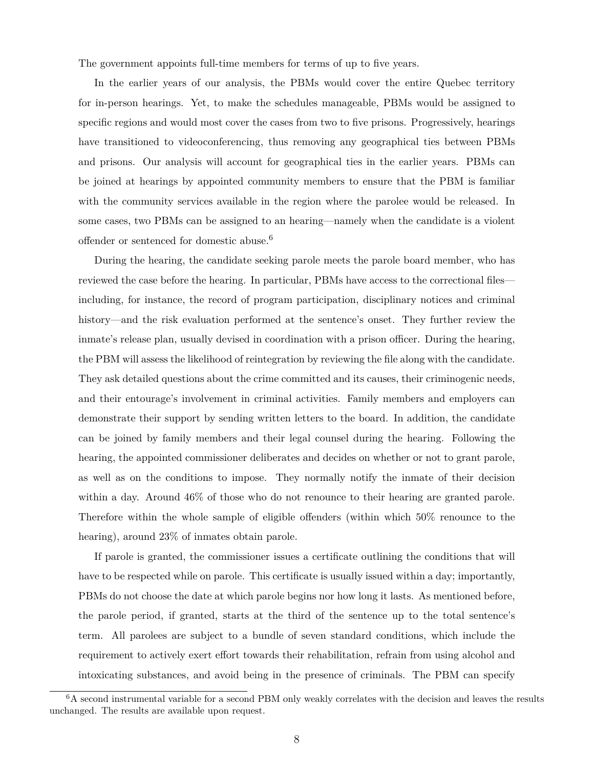The government appoints full-time members for terms of up to five years.

In the earlier years of our analysis, the PBMs would cover the entire Quebec territory for in-person hearings. Yet, to make the schedules manageable, PBMs would be assigned to specific regions and would most cover the cases from two to five prisons. Progressively, hearings have transitioned to videoconferencing, thus removing any geographical ties between PBMs and prisons. Our analysis will account for geographical ties in the earlier years. PBMs can be joined at hearings by appointed community members to ensure that the PBM is familiar with the community services available in the region where the parolee would be released. In some cases, two PBMs can be assigned to an hearing—namely when the candidate is a violent offender or sentenced for domestic abuse.[6]

During the hearing, the candidate seeking parole meets the parole board member, who has reviewed the case before the hearing. In particular, PBMs have access to the correctional files—including, for instance, the record of program participation, disciplinary notices and criminal history—and the risk evaluation performed at the sentence's onset. They further review the inmate's release plan, usually devised in coordination with a prison officer. During the hearing, the PBM will assess the likelihood of reintegration by reviewing the file along with the candidate. They ask detailed questions about the crime committed and its causes, their criminogenic needs, and their entourage's involvement in criminal activities. Family members and employers can demonstrate their support by sending written letters to the board. In addition, the candidate can be joined by family members and their legal counsel during the hearing. Following the hearing, the appointed commissioner deliberates and decides on whether or not to grant parole, as well as on the conditions to impose. They normally notify the inmate of their decision within a day. Around 46% of those who do not renounce to their hearing are granted parole. Therefore within the whole sample of eligible offenders (within which 50% renounce to the hearing), around 23% of inmates obtain parole.

If parole is granted, the commissioner issues a certificate outlining the conditions that will have to be respected while on parole. This certificate is usually issued within a day; importantly, PBMs do not choose the date at which parole begins nor how long it lasts. As mentioned before, the parole period, if granted, starts at the third of the sentence up to the total sentence's term. All parolees are subject to a bundle of seven standard conditions, which include the requirement to actively exert effort towards their rehabilitation, refrain from using alcohol and intoxicating substances, and avoid being in the presence of criminals. The PBM can specify

[6] A second instrumental variable for a second PBM only weakly correlates with the decision and leaves the results unchanged. The results are available upon request.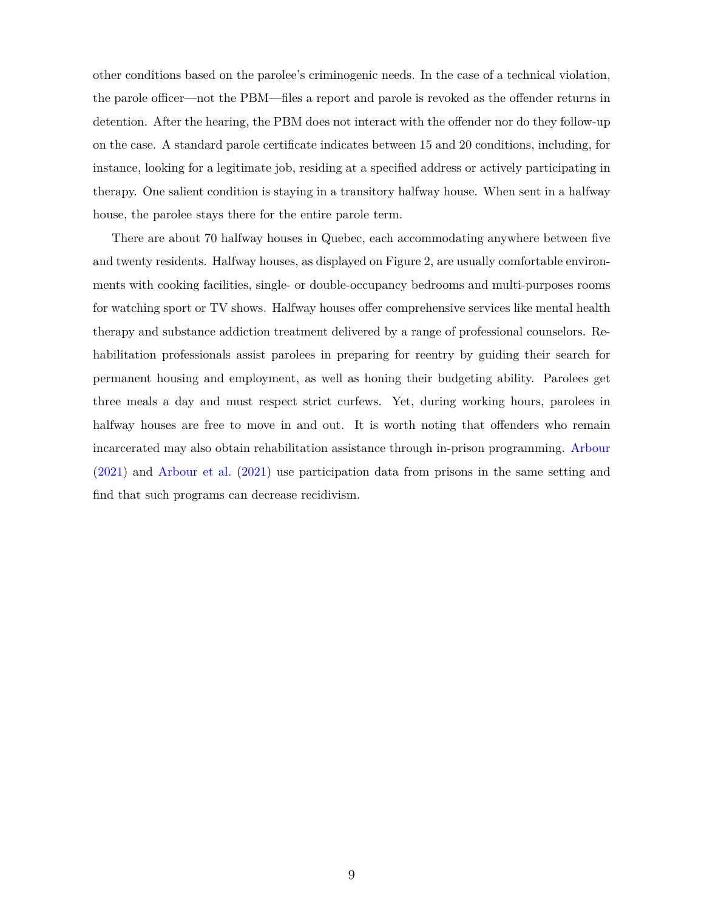other conditions based on the parolee's criminogenic needs. In the case of a technical violation, the parole officer—not the PBM—files a report and parole is revoked as the offender returns in detention. After the hearing, the PBM does not interact with the offender nor do they follow-up on the case. A standard parole certificate indicates between 15 and 20 conditions, including, for instance, looking for a legitimate job, residing at a specified address or actively participating in therapy. One salient condition is staying in a transitory halfway house. When sent in a halfway house, the parolee stays there for the entire parole term.

There are about 70 halfway houses in Quebec, each accommodating anywhere between five and twenty residents. Halfway houses, as displayed on Figure 2, are usually comfortable environments with cooking facilities, single- or double-occupancy bedrooms and multi-purposes rooms for watching sport or TV shows. Halfway houses offer comprehensive services like mental health therapy and substance addiction treatment delivered by a range of professional counselors. Rehabilitation professionals assist parolees in preparing for reentry by guiding their search for permanent housing and employment, as well as honing their budgeting ability. Parolees get three meals a day and must respect strict curfews. Yet, during working hours, parolees in halfway houses are free to move in and out. It is worth noting that offenders who remain incarcerated may also obtain rehabilitation assistance through in-prison programming. Arbour (2021) and Arbour et al. (2021) use participation data from prisons in the same setting and find that such programs can decrease recidivism.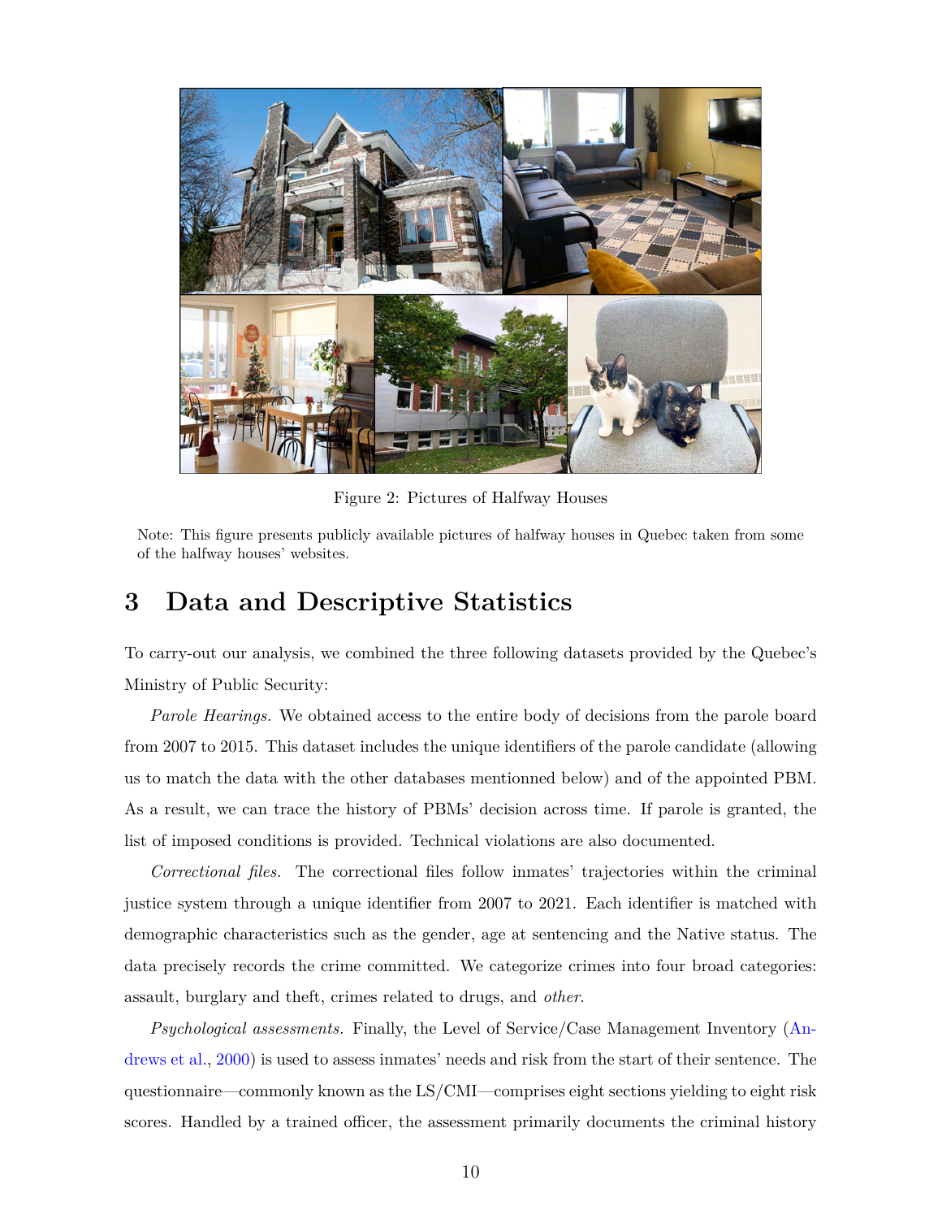Figure 2: Pictures of Halfway Houses

Note: This figure presents publicly available pictures of halfway houses in Quebec taken from some of the halfway houses' websites.

# 3 Data and Descriptive Statistics

To carry-out our analysis, we combined the three following datasets provided by the Quebec's Ministry of Public Security:

*Parole Hearings.* We obtained access to the entire body of decisions from the parole board from 2007 to 2015. This dataset includes the unique identifiers of the parole candidate (allowing us to match the data with the other databases mentionned below) and of the appointed PBM. As a result, we can trace the history of PBMs' decision across time. If parole is granted, the list of imposed conditions is provided. Technical violations are also documented.

*Correctional files.* The correctional files follow inmates' trajectories within the criminal justice system through a unique identifier from 2007 to 2021. Each identifier is matched with demographic characteristics such as the gender, age at sentencing and the Native status. The data precisely records the crime committed. We categorize crimes into four broad categories: assault, burglary and theft, crimes related to drugs, and *other*.

*Psychological assessments.* Finally, the Level of Service/Case Management Inventory (Andrews et al., 2000) is used to assess inmates' needs and risk from the start of their sentence. The questionnaire—commonly known as the LS/CMI—comprises eight sections yielding to eight risk scores. Handled by a trained officer, the assessment primarily documents the criminal history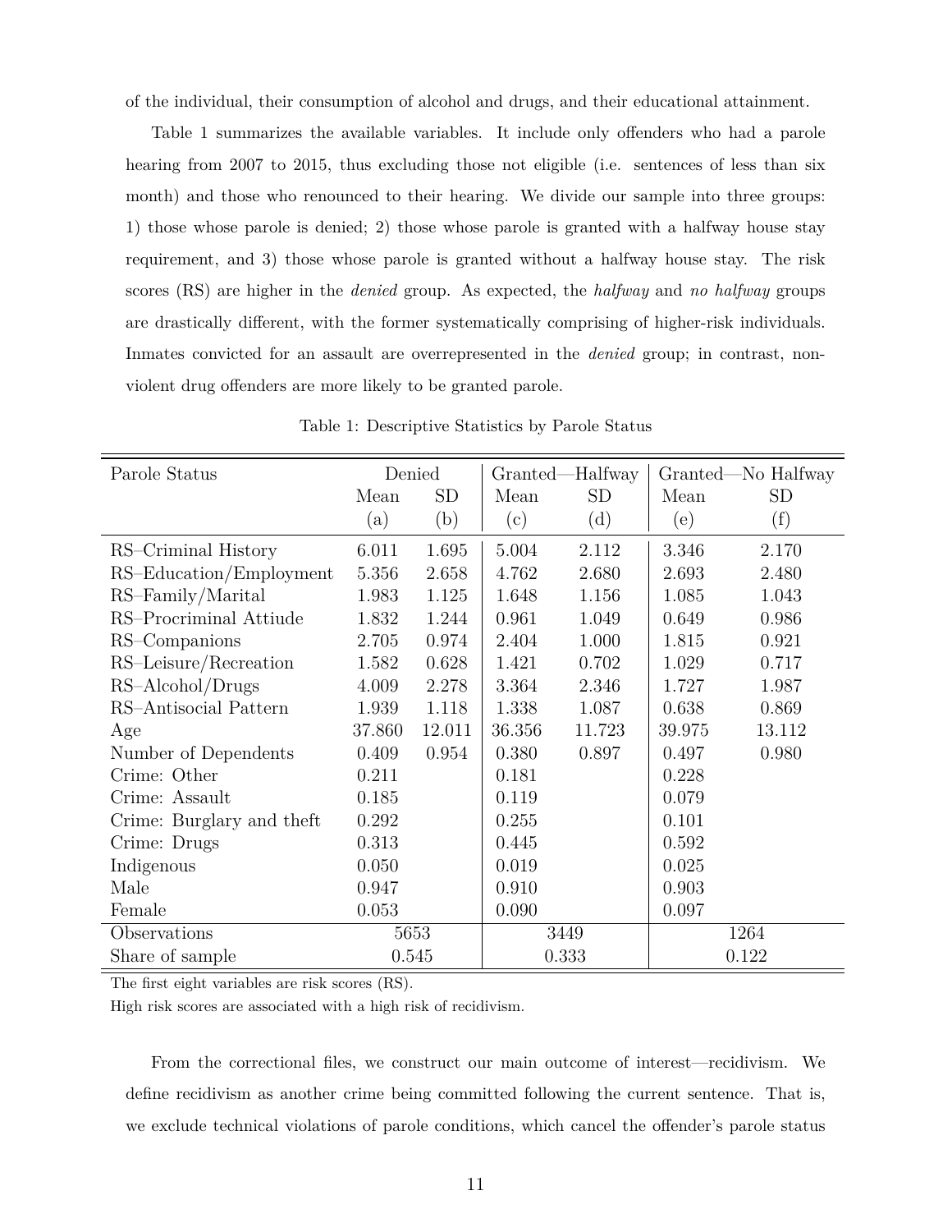of the individual, their consumption of alcohol and drugs, and their educational attainment.

Table 1 summarizes the available variables. It include only offenders who had a parole hearing from 2007 to 2015, thus excluding those not eligible (i.e. sentences of less than six month) and those who renounced to their hearing. We divide our sample into three groups: 1) those whose parole is denied; 2) those whose parole is granted with a halfway house stay requirement, and 3) those whose parole is granted without a halfway house stay. The risk scores (RS) are higher in the *denied* group. As expected, the *halfway* and *no halfway* groups are drastically different, with the former systematically comprising of higher-risk individuals. Inmates convicted for an assault are overrepresented in the *denied* group; in contrast, non-violent drug offenders are more likely to be granted parole.

Table 1: Descriptive Statistics by Parole Status

| Parole Status | Denied | | Granted—Halfway | | Granted—No Halfway | |
|---|---|---|---|---|---|---|
| | Mean | SD | Mean | SD | Mean | SD |
| | (a) | (b) | (c) | (d) | (e) | (f) |
| RS–Criminal History | 6.011 | 1.695 | 5.004 | 2.112 | 3.346 | 2.170 |
| RS–Education/Employment | 5.356 | 2.658 | 4.762 | 2.680 | 2.693 | 2.480 |
| RS–Family/Marital | 1.983 | 1.125 | 1.648 | 1.156 | 1.085 | 1.043 |
| RS–Procriminal Attiude | 1.832 | 1.244 | 0.961 | 1.049 | 0.649 | 0.986 |
| RS–Companions | 2.705 | 0.974 | 2.404 | 1.000 | 1.815 | 0.921 |
| RS–Leisure/Recreation | 1.582 | 0.628 | 1.421 | 0.702 | 1.029 | 0.717 |
| RS–Alcohol/Drugs | 4.009 | 2.278 | 3.364 | 2.346 | 1.727 | 1.987 |
| RS–Antisocial Pattern | 1.939 | 1.118 | 1.338 | 1.087 | 0.638 | 0.869 |
| Age | 37.860 | 12.011 | 36.356 | 11.723 | 39.975 | 13.112 |
| Number of Dependents | 0.409 | 0.954 | 0.380 | 0.897 | 0.497 | 0.980 |
| Crime: Other | 0.211 | | 0.181 | | 0.228 | |
| Crime: Assault | 0.185 | | 0.119 | | 0.079 | |
| Crime: Burglary and theft | 0.292 | | 0.255 | | 0.101 | |
| Crime: Drugs | 0.313 | | 0.445 | | 0.592 | |
| Indigenous | 0.050 | | 0.019 | | 0.025 | |
| Male | 0.947 | | 0.910 | | 0.903 | |
| Female | 0.053 | | 0.090 | | 0.097 | |
| Observations | 5653 | | 3449 | | 1264 | |
| Share of sample | 0.545 | | 0.333 | | 0.122 | |

The first eight variables are risk scores (RS).
High risk scores are associated with a high risk of recidivism.

From the correctional files, we construct our main outcome of interest—recidivism. We define recidivism as another crime being committed following the current sentence. That is, we exclude technical violations of parole conditions, which cancel the offender's parole status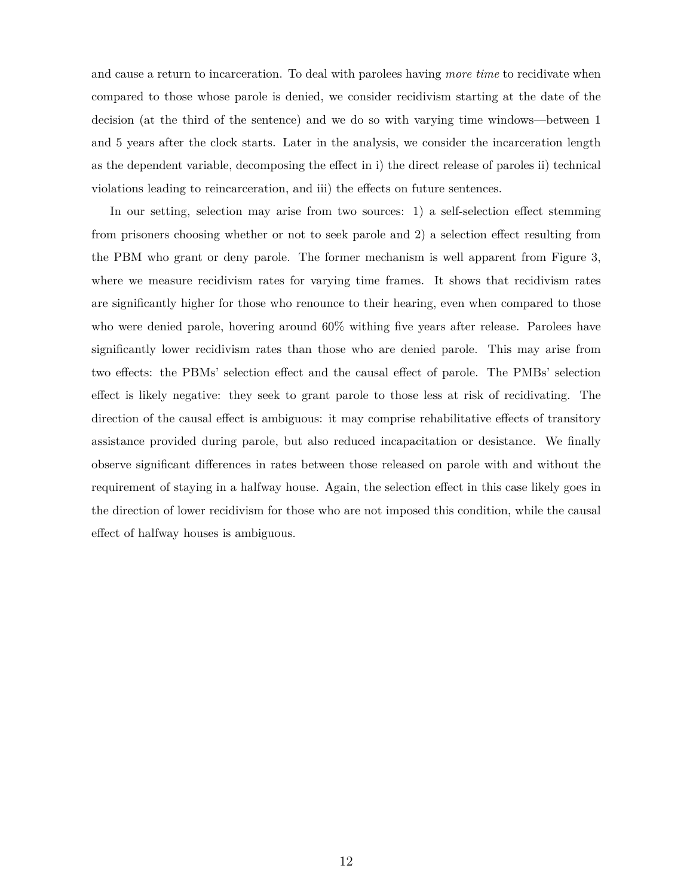and cause a return to incarceration. To deal with parolees having *more time* to recidivate when compared to those whose parole is denied, we consider recidivism starting at the date of the decision (at the third of the sentence) and we do so with varying time windows—between 1 and 5 years after the clock starts. Later in the analysis, we consider the incarceration length as the dependent variable, decomposing the effect in i) the direct release of paroles ii) technical violations leading to reincarceration, and iii) the effects on future sentences.

In our setting, selection may arise from two sources: 1) a self-selection effect stemming from prisoners choosing whether or not to seek parole and 2) a selection effect resulting from the PBM who grant or deny parole. The former mechanism is well apparent from Figure 3, where we measure recidivism rates for varying time frames. It shows that recidivism rates are significantly higher for those who renounce to their hearing, even when compared to those who were denied parole, hovering around 60% withing five years after release. Parolees have significantly lower recidivism rates than those who are denied parole. This may arise from two effects: the PBMs' selection effect and the causal effect of parole. The PMBs' selection effect is likely negative: they seek to grant parole to those less at risk of recidivating. The direction of the causal effect is ambiguous: it may comprise rehabilitative effects of transitory assistance provided during parole, but also reduced incapacitation or desistance. We finally observe significant differences in rates between those released on parole with and without the requirement of staying in a halfway house. Again, the selection effect in this case likely goes in the direction of lower recidivism for those who are not imposed this condition, while the causal effect of halfway houses is ambiguous.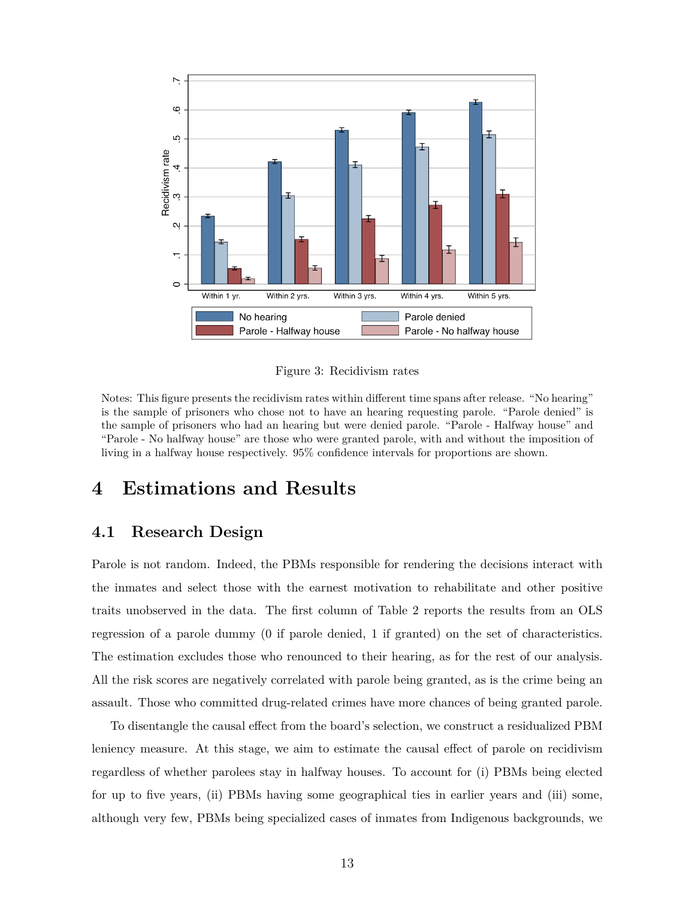Figure 3: Recidivism rates

Notes: This figure presents the recidivism rates within different time spans after release. "No hearing" is the sample of prisoners who chose not to have an hearing requesting parole. "Parole denied" is the sample of prisoners who had an hearing but were denied parole. "Parole - Halfway house" and "Parole - No halfway house" are those who were granted parole, with and without the imposition of living in a halfway house respectively. 95% confidence intervals for proportions are shown.

# 4 Estimations and Results

## 4.1 Research Design

Parole is not random. Indeed, the PBMs responsible for rendering the decisions interact with the inmates and select those with the earnest motivation to rehabilitate and other positive traits unobserved in the data. The first column of Table 2 reports the results from an OLS regression of a parole dummy (0 if parole denied, 1 if granted) on the set of characteristics. The estimation excludes those who renounced to their hearing, as for the rest of our analysis. All the risk scores are negatively correlated with parole being granted, as is the crime being an assault. Those who committed drug-related crimes have more chances of being granted parole.

To disentangle the causal effect from the board's selection, we construct a residualized PBM leniency measure. At this stage, we aim to estimate the causal effect of parole on recidivism regardless of whether parolees stay in halfway houses. To account for (i) PBMs being elected for up to five years, (ii) PBMs having some geographical ties in earlier years and (iii) some, although very few, PBMs being specialized cases of inmates from Indigenous backgrounds, we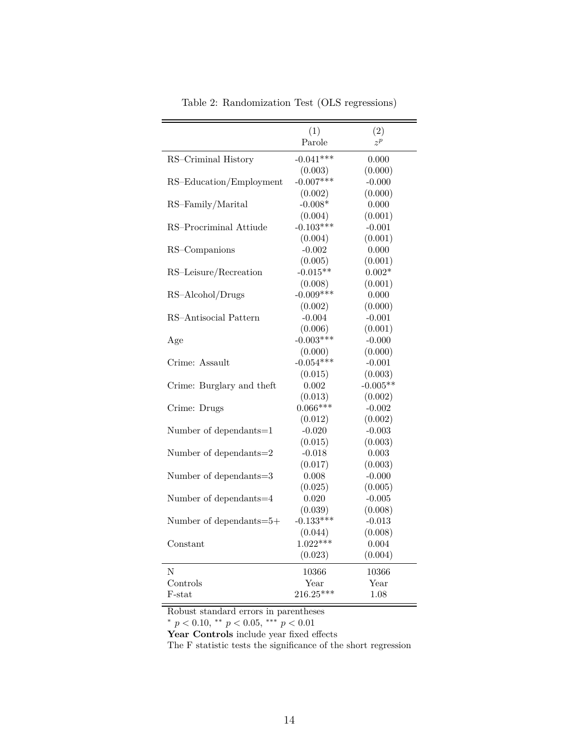Table 2: Randomization Test (OLS regressions)

| | (1) Parole | (2) $z^p$ |
|---|---|---|
| RS–Criminal History | -0.041*** | 0.000 |
| | (0.003) | (0.000) |
| RS–Education/Employment | -0.007*** | -0.000 |
| | (0.002) | (0.000) |
| RS–Family/Marital | -0.008* | 0.000 |
| | (0.004) | (0.001) |
| RS–Procriminal Attiude | -0.103*** | -0.001 |
| | (0.004) | (0.001) |
| RS–Companions | -0.002 | 0.000 |
| | (0.005) | (0.001) |
| RS–Leisure/Recreation | -0.015** | 0.002* |
| | (0.008) | (0.001) |
| RS–Alcohol/Drugs | -0.009*** | 0.000 |
| | (0.002) | (0.000) |
| RS–Antisocial Pattern | -0.004 | -0.001 |
| | (0.006) | (0.001) |
| Age | -0.003*** | -0.000 |
| | (0.000) | (0.000) |
| Crime: Assault | -0.054*** | -0.001 |
| | (0.015) | (0.003) |
| Crime: Burglary and theft | 0.002 | -0.005** |
| | (0.013) | (0.002) |
| Crime: Drugs | 0.066*** | -0.002 |
| | (0.012) | (0.002) |
| Number of dependants=1 | -0.020 | -0.003 |
| | (0.015) | (0.003) |
| Number of dependants=2 | -0.018 | 0.003 |
| | (0.017) | (0.003) |
| Number of dependants=3 | 0.008 | -0.000 |
| | (0.025) | (0.005) |
| Number of dependants=4 | 0.020 | -0.005 |
| | (0.039) | (0.008) |
| Number of dependants=5+ | -0.133*** | -0.013 |
| | (0.044) | (0.008) |
| Constant | 1.022*** | 0.004 |
| | (0.023) | (0.004) |
| N | 10366 | 10366 |
| Controls | Year | Year |
| F-stat | 216.25*** | 1.08 |

Robust standard errors in parentheses

* $p < 0.10$, ** $p < 0.05$, *** $p < 0.01$

**Year Controls** include year fixed effects

The F statistic tests the significance of the short regression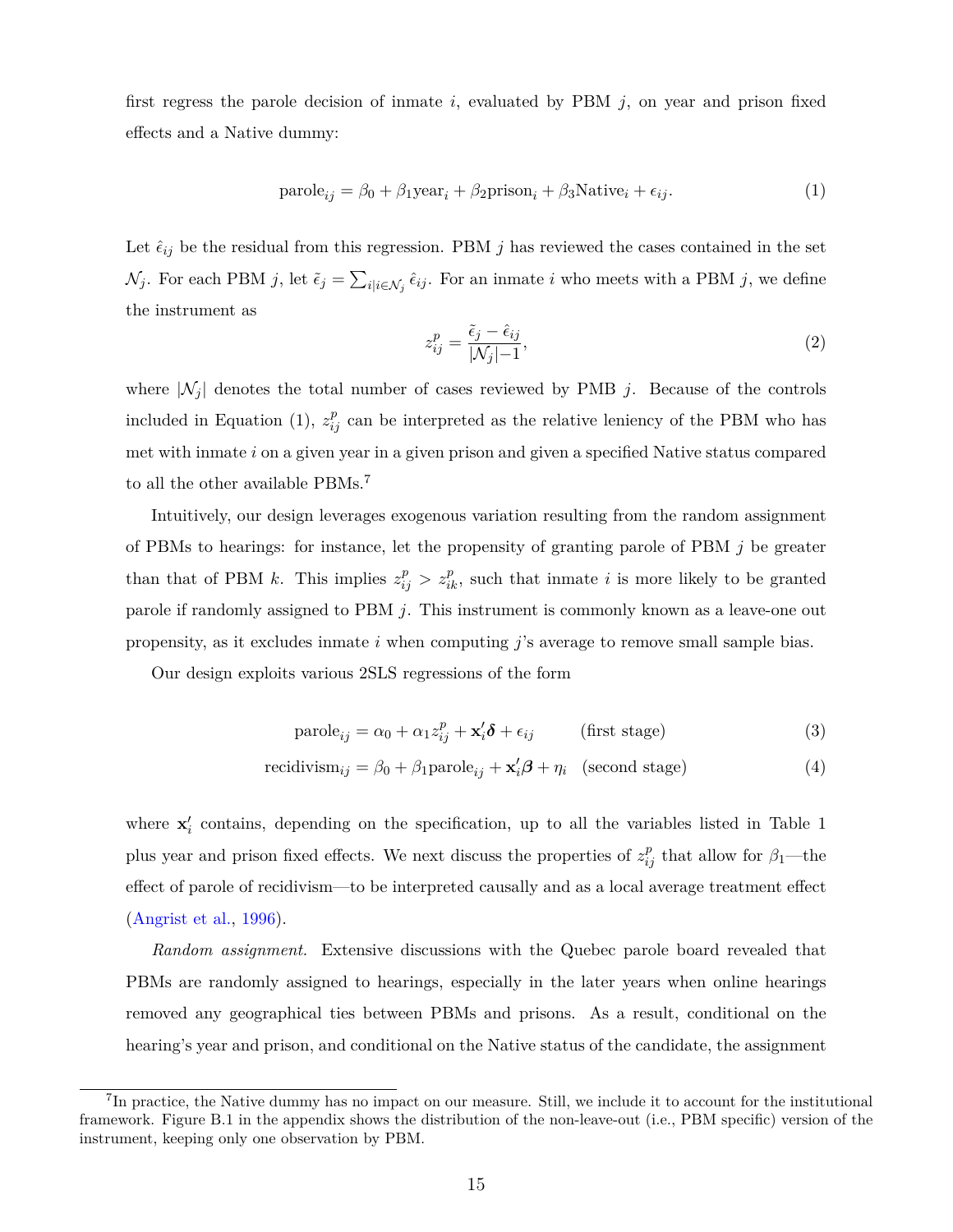first regress the parole decision of inmate $i$, evaluated by PBM $j$, on year and prison fixed effects and a Native dummy:

$$\text{parole}_{ij} = \beta_0 + \beta_1 \text{year}_i + \beta_2 \text{prison}_i + \beta_3 \text{Native}_i + \epsilon_{ij}. \tag{1}$$

Let $\hat{\epsilon}_{ij}$ be the residual from this regression. PBM $j$ has reviewed the cases contained in the set $\mathcal{N}_j$. For each PBM $j$, let $\tilde{\epsilon}_j = \sum_{i|i \in \mathcal{N}_j} \hat{\epsilon}_{ij}$. For an inmate $i$ who meets with a PBM $j$, we define the instrument as

$$z^p_{ij} = \frac{\tilde{\epsilon}_j - \hat{\epsilon}_{ij}}{|\mathcal{N}_j| - 1}, \tag{2}$$

where $|\mathcal{N}_j|$ denotes the total number of cases reviewed by PMB $j$. Because of the controls included in Equation (1), $z^p_{ij}$ can be interpreted as the relative leniency of the PBM who has met with inmate $i$ on a given year in a given prison and given a specified Native status compared to all the other available PBMs.[7]

Intuitively, our design leverages exogenous variation resulting from the random assignment of PBMs to hearings: for instance, let the propensity of granting parole of PBM $j$ be greater than that of PBM $k$. This implies $z^p_{ij} > z^p_{ik}$, such that inmate $i$ is more likely to be granted parole if randomly assigned to PBM $j$. This instrument is commonly known as a leave-one out propensity, as it excludes inmate $i$ when computing $j$'s average to remove small sample bias.

Our design exploits various 2SLS regressions of the form

$$\text{parole}_{ij} = \alpha_0 + \alpha_1 z^p_{ij} + \mathbf{x}_i' \boldsymbol{\delta} + \epsilon_{ij} \qquad \text{(first stage)} \tag{3}$$

$$\text{recidivism}_{ij} = \beta_0 + \beta_1 \text{parole}_{ij} + \mathbf{x}_i' \boldsymbol{\beta} + \eta_i \quad \text{(second stage)} \tag{4}$$

where $\mathbf{x}_i'$ contains, depending on the specification, up to all the variables listed in Table 1 plus year and prison fixed effects. We next discuss the properties of $z^p_{ij}$ that allow for $\beta_1$—the effect of parole of recidivism—to be interpreted causally and as a local average treatment effect (Angrist et al., 1996).

*Random assignment.* Extensive discussions with the Quebec parole board revealed that PBMs are randomly assigned to hearings, especially in the later years when online hearings removed any geographical ties between PBMs and prisons. As a result, conditional on the hearing's year and prison, and conditional on the Native status of the candidate, the assignment

[7] In practice, the Native dummy has no impact on our measure. Still, we include it to account for the institutional framework. Figure B.1 in the appendix shows the distribution of the non-leave-out (i.e., PBM specific) version of the instrument, keeping only one observation by PBM.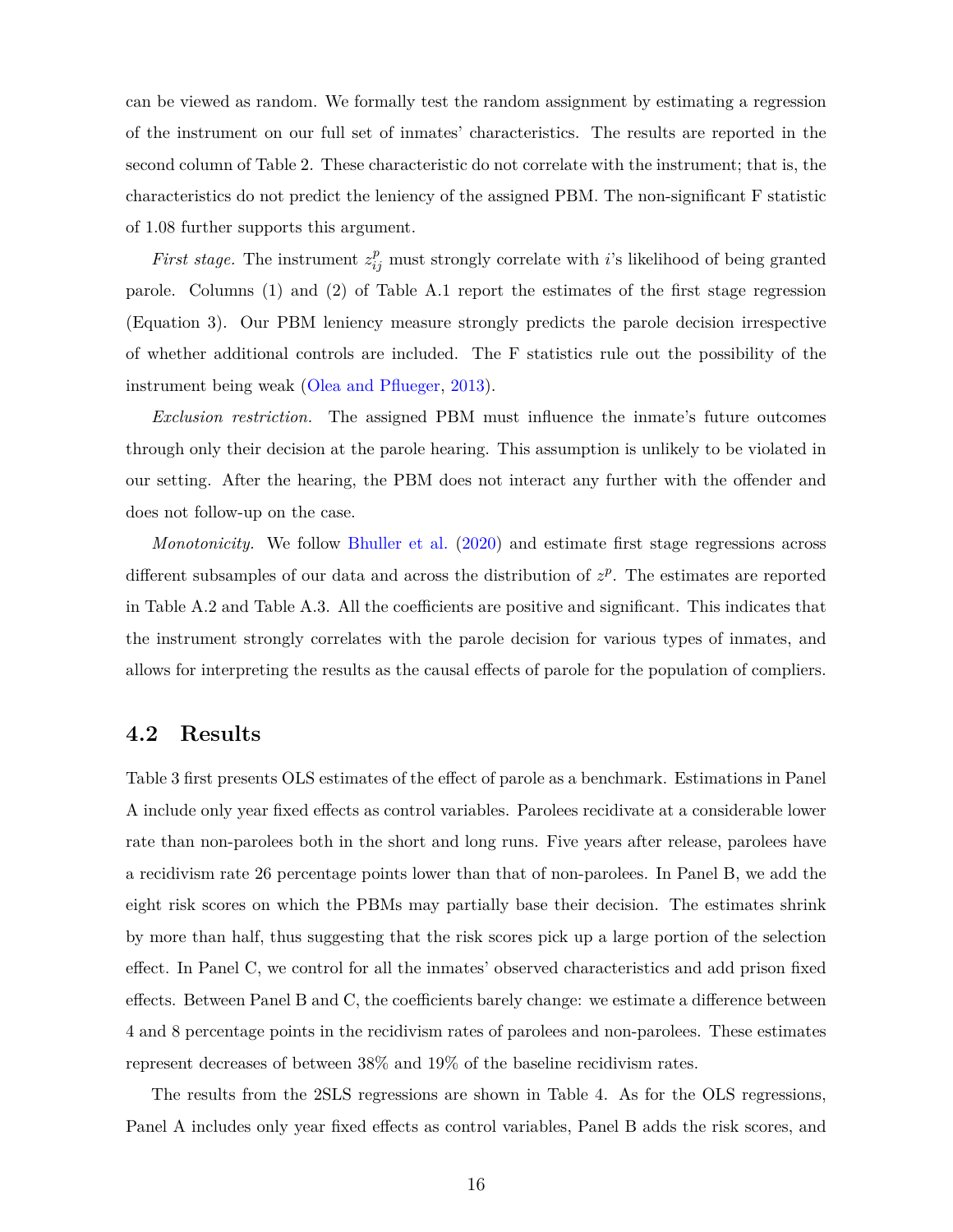can be viewed as random. We formally test the random assignment by estimating a regression of the instrument on our full set of inmates' characteristics. The results are reported in the second column of Table 2. These characteristic do not correlate with the instrument; that is, the characteristics do not predict the leniency of the assigned PBM. The non-significant F statistic of 1.08 further supports this argument.

*First stage.* The instrument $z_{ij}^{p}$ must strongly correlate with $i$'s likelihood of being granted parole. Columns (1) and (2) of Table A.1 report the estimates of the first stage regression (Equation 3). Our PBM leniency measure strongly predicts the parole decision irrespective of whether additional controls are included. The F statistics rule out the possibility of the instrument being weak (Olea and Pflueger, 2013).

*Exclusion restriction.* The assigned PBM must influence the inmate's future outcomes through only their decision at the parole hearing. This assumption is unlikely to be violated in our setting. After the hearing, the PBM does not interact any further with the offender and does not follow-up on the case.

*Monotonicity.* We follow Bhuller et al. (2020) and estimate first stage regressions across different subsamples of our data and across the distribution of $z^{p}$. The estimates are reported in Table A.2 and Table A.3. All the coefficients are positive and significant. This indicates that the instrument strongly correlates with the parole decision for various types of inmates, and allows for interpreting the results as the causal effects of parole for the population of compliers.

## 4.2 Results

Table 3 first presents OLS estimates of the effect of parole as a benchmark. Estimations in Panel A include only year fixed effects as control variables. Parolees recidivate at a considerable lower rate than non-parolees both in the short and long runs. Five years after release, parolees have a recidivism rate 26 percentage points lower than that of non-parolees. In Panel B, we add the eight risk scores on which the PBMs may partially base their decision. The estimates shrink by more than half, thus suggesting that the risk scores pick up a large portion of the selection effect. In Panel C, we control for all the inmates' observed characteristics and add prison fixed effects. Between Panel B and C, the coefficients barely change: we estimate a difference between 4 and 8 percentage points in the recidivism rates of parolees and non-parolees. These estimates represent decreases of between 38% and 19% of the baseline recidivism rates.

The results from the 2SLS regressions are shown in Table 4. As for the OLS regressions, Panel A includes only year fixed effects as control variables, Panel B adds the risk scores, and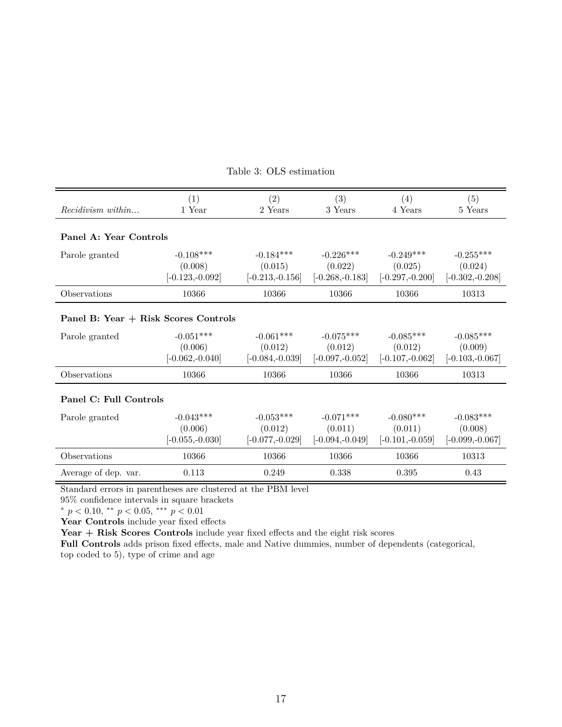Table 3: OLS estimation

| *Recidivism within...* | (1) 1 Year | (2) 2 Years | (3) 3 Years | (4) 4 Years | (5) 5 Years |
|---|---|---|---|---|---|
| **Panel A: Year Controls** | | | | | |
| Parole granted | -0.108*** | -0.184*** | -0.226*** | -0.249*** | -0.255*** |
| | (0.008) | (0.015) | (0.022) | (0.025) | (0.024) |
| | [-0.123,-0.092] | [-0.213,-0.156] | [-0.268,-0.183] | [-0.297,-0.200] | [-0.302,-0.208] |
| Observations | 10366 | 10366 | 10366 | 10366 | 10313 |
| **Panel B: Year + Risk Scores Controls** | | | | | |
| Parole granted | -0.051*** | -0.061*** | -0.075*** | -0.085*** | -0.085*** |
| | (0.006) | (0.012) | (0.012) | (0.012) | (0.009) |
| | [-0.062,-0.040] | [-0.084,-0.039] | [-0.097,-0.052] | [-0.107,-0.062] | [-0.103,-0.067] |
| Observations | 10366 | 10366 | 10366 | 10366 | 10313 |
| **Panel C: Full Controls** | | | | | |
| Parole granted | -0.043*** | -0.053*** | -0.071*** | -0.080*** | -0.083*** |
| | (0.006) | (0.012) | (0.011) | (0.011) | (0.008) |
| | [-0.055,-0.030] | [-0.077,-0.029] | [-0.094,-0.049] | [-0.101,-0.059] | [-0.099,-0.067] |
| Observations | 10366 | 10366 | 10366 | 10366 | 10313 |
| Average of dep. var. | 0.113 | 0.249 | 0.338 | 0.395 | 0.43 |

Standard errors in parentheses are clustered at the PBM level

95% confidence intervals in square brackets

* $p < 0.10$, ** $p < 0.05$, *** $p < 0.01$

**Year Controls** include year fixed effects

**Year + Risk Scores Controls** include year fixed effects and the eight risk scores

**Full Controls** adds prison fixed effects, male and Native dummies, number of dependents (categorical, top coded to 5), type of crime and age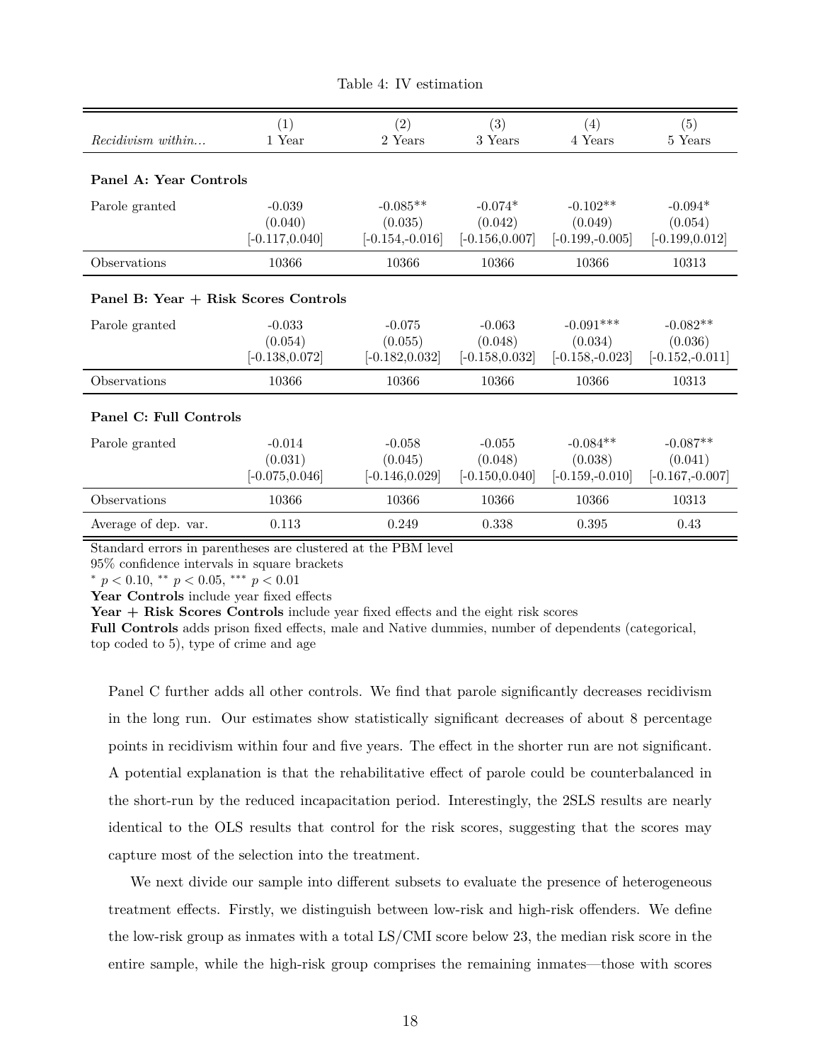Table 4: IV estimation

| *Recidivism within...* | (1)<br>1 Year | (2)<br>2 Years | (3)<br>3 Years | (4)<br>4 Years | (5)<br>5 Years |
|---|---|---|---|---|---|
| **Panel A: Year Controls** | | | | | |
| Parole granted | -0.039<br>(0.040)<br>[-0.117,0.040] | -0.085**<br>(0.035)<br>[-0.154,-0.016] | -0.074*<br>(0.042)<br>[-0.156,0.007] | -0.102**<br>(0.049)<br>[-0.199,-0.005] | -0.094*<br>(0.054)<br>[-0.199,0.012] |
| Observations | 10366 | 10366 | 10366 | 10366 | 10313 |
| **Panel B: Year + Risk Scores Controls** | | | | | |
| Parole granted | -0.033<br>(0.054)<br>[-0.138,0.072] | -0.075<br>(0.055)<br>[-0.182,0.032] | -0.063<br>(0.048)<br>[-0.158,0.032] | -0.091***<br>(0.034)<br>[-0.158,-0.023] | -0.082**<br>(0.036)<br>[-0.152,-0.011] |
| Observations | 10366 | 10366 | 10366 | 10366 | 10313 |
| **Panel C: Full Controls** | | | | | |
| Parole granted | -0.014<br>(0.031)<br>[-0.075,0.046] | -0.058<br>(0.045)<br>[-0.146,0.029] | -0.055<br>(0.048)<br>[-0.150,0.040] | -0.084**<br>(0.038)<br>[-0.159,-0.010] | -0.087**<br>(0.041)<br>[-0.167,-0.007] |
| Observations | 10366 | 10366 | 10366 | 10366 | 10313 |
| Average of dep. var. | 0.113 | 0.249 | 0.338 | 0.395 | 0.43 |

Standard errors in parentheses are clustered at the PBM level
95% confidence intervals in square brackets
* $p < 0.10$, ** $p < 0.05$, *** $p < 0.01$
**Year Controls** include year fixed effects
**Year + Risk Scores Controls** include year fixed effects and the eight risk scores
**Full Controls** adds prison fixed effects, male and Native dummies, number of dependents (categorical, top coded to 5), type of crime and age

Panel C further adds all other controls. We find that parole significantly decreases recidivism in the long run. Our estimates show statistically significant decreases of about 8 percentage points in recidivism within four and five years. The effect in the shorter run are not significant. A potential explanation is that the rehabilitative effect of parole could be counterbalanced in the short-run by the reduced incapacitation period. Interestingly, the 2SLS results are nearly identical to the OLS results that control for the risk scores, suggesting that the scores may capture most of the selection into the treatment.

We next divide our sample into different subsets to evaluate the presence of heterogeneous treatment effects. Firstly, we distinguish between low-risk and high-risk offenders. We define the low-risk group as inmates with a total LS/CMI score below 23, the median risk score in the entire sample, while the high-risk group comprises the remaining inmates—those with scores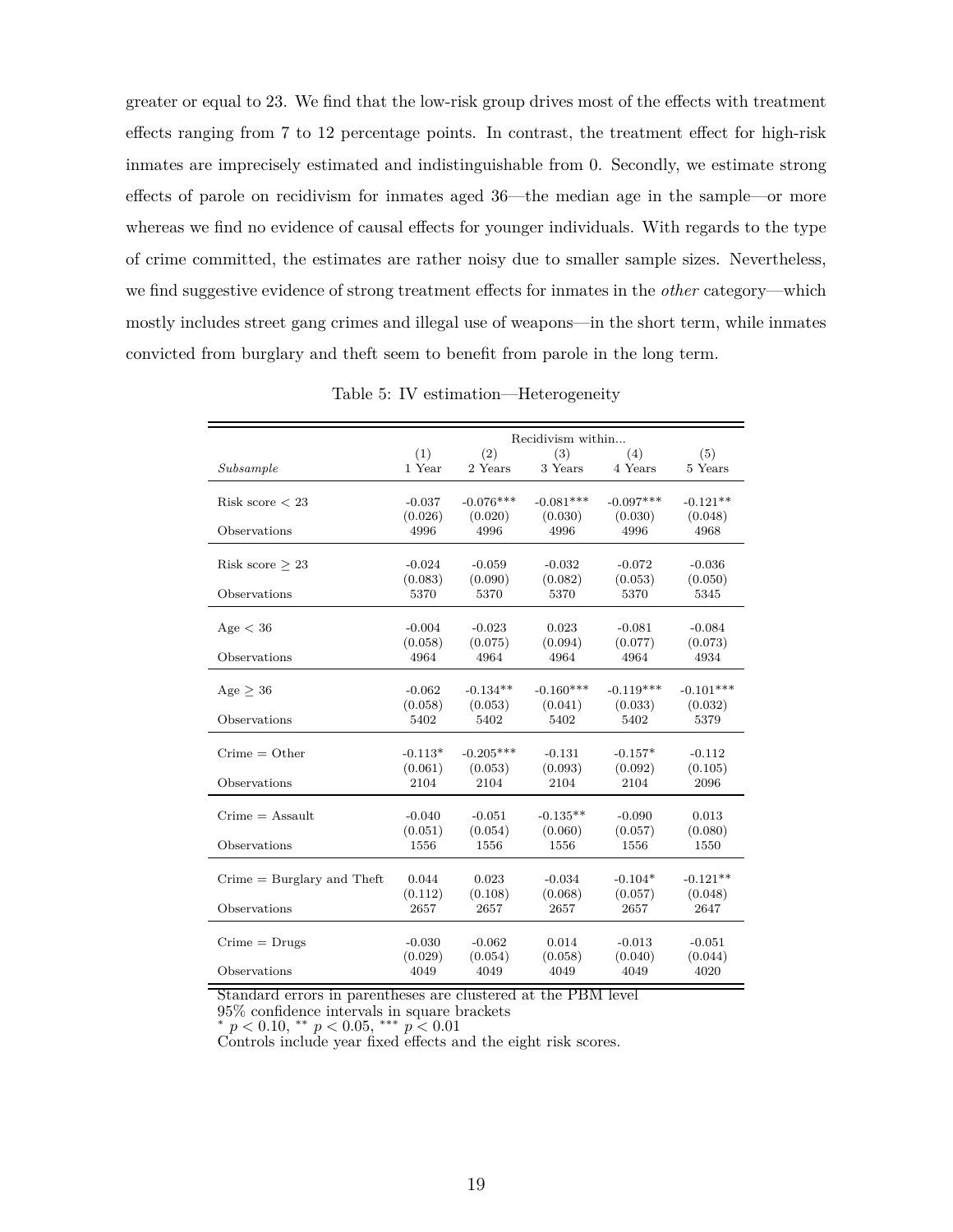greater or equal to 23. We find that the low-risk group drives most of the effects with treatment effects ranging from 7 to 12 percentage points. In contrast, the treatment effect for high-risk inmates are imprecisely estimated and indistinguishable from 0. Secondly, we estimate strong effects of parole on recidivism for inmates aged 36—the median age in the sample—or more whereas we find no evidence of causal effects for younger individuals. With regards to the type of crime committed, the estimates are rather noisy due to smaller sample sizes. Nevertheless, we find suggestive evidence of strong treatment effects for inmates in the *other* category—which mostly includes street gang crimes and illegal use of weapons—in the short term, while inmates convicted from burglary and theft seem to benefit from parole in the long term.

Table 5: IV estimation—Heterogeneity

| | Recidivism within... | | | | |
|---|---|---|---|---|---|
| | (1) | (2) | (3) | (4) | (5) |
| *Subsample* | 1 Year | 2 Years | 3 Years | 4 Years | 5 Years |
| Risk score $< 23$ | -0.037 | -0.076*** | -0.081*** | -0.097*** | -0.121** |
| | (0.026) | (0.020) | (0.030) | (0.030) | (0.048) |
| Observations | 4996 | 4996 | 4996 | 4996 | 4968 |
| Risk score $\geq 23$ | -0.024 | -0.059 | -0.032 | -0.072 | -0.036 |
| | (0.083) | (0.090) | (0.082) | (0.053) | (0.050) |
| Observations | 5370 | 5370 | 5370 | 5370 | 5345 |
| Age $< 36$ | -0.004 | -0.023 | 0.023 | -0.081 | -0.084 |
| | (0.058) | (0.075) | (0.094) | (0.077) | (0.073) |
| Observations | 4964 | 4964 | 4964 | 4964 | 4934 |
| Age $\geq 36$ | -0.062 | -0.134** | -0.160*** | -0.119*** | -0.101*** |
| | (0.058) | (0.053) | (0.041) | (0.033) | (0.032) |
| Observations | 5402 | 5402 | 5402 | 5402 | 5379 |
| Crime = Other | -0.113* | -0.205*** | -0.131 | -0.157* | -0.112 |
| | (0.061) | (0.053) | (0.093) | (0.092) | (0.105) |
| Observations | 2104 | 2104 | 2104 | 2104 | 2096 |
| Crime = Assault | -0.040 | -0.051 | -0.135** | -0.090 | 0.013 |
| | (0.051) | (0.054) | (0.060) | (0.057) | (0.080) |
| Observations | 1556 | 1556 | 1556 | 1556 | 1550 |
| Crime = Burglary and Theft | 0.044 | 0.023 | -0.034 | -0.104* | -0.121** |
| | (0.112) | (0.108) | (0.068) | (0.057) | (0.048) |
| Observations | 2657 | 2657 | 2657 | 2657 | 2647 |
| Crime = Drugs | -0.030 | -0.062 | 0.014 | -0.013 | -0.051 |
| | (0.029) | (0.054) | (0.058) | (0.040) | (0.044) |
| Observations | 4049 | 4049 | 4049 | 4049 | 4020 |

Standard errors in parentheses are clustered at the PBM level
95% confidence intervals in square brackets
* $p < 0.10$, ** $p < 0.05$, *** $p < 0.01$
Controls include year fixed effects and the eight risk scores.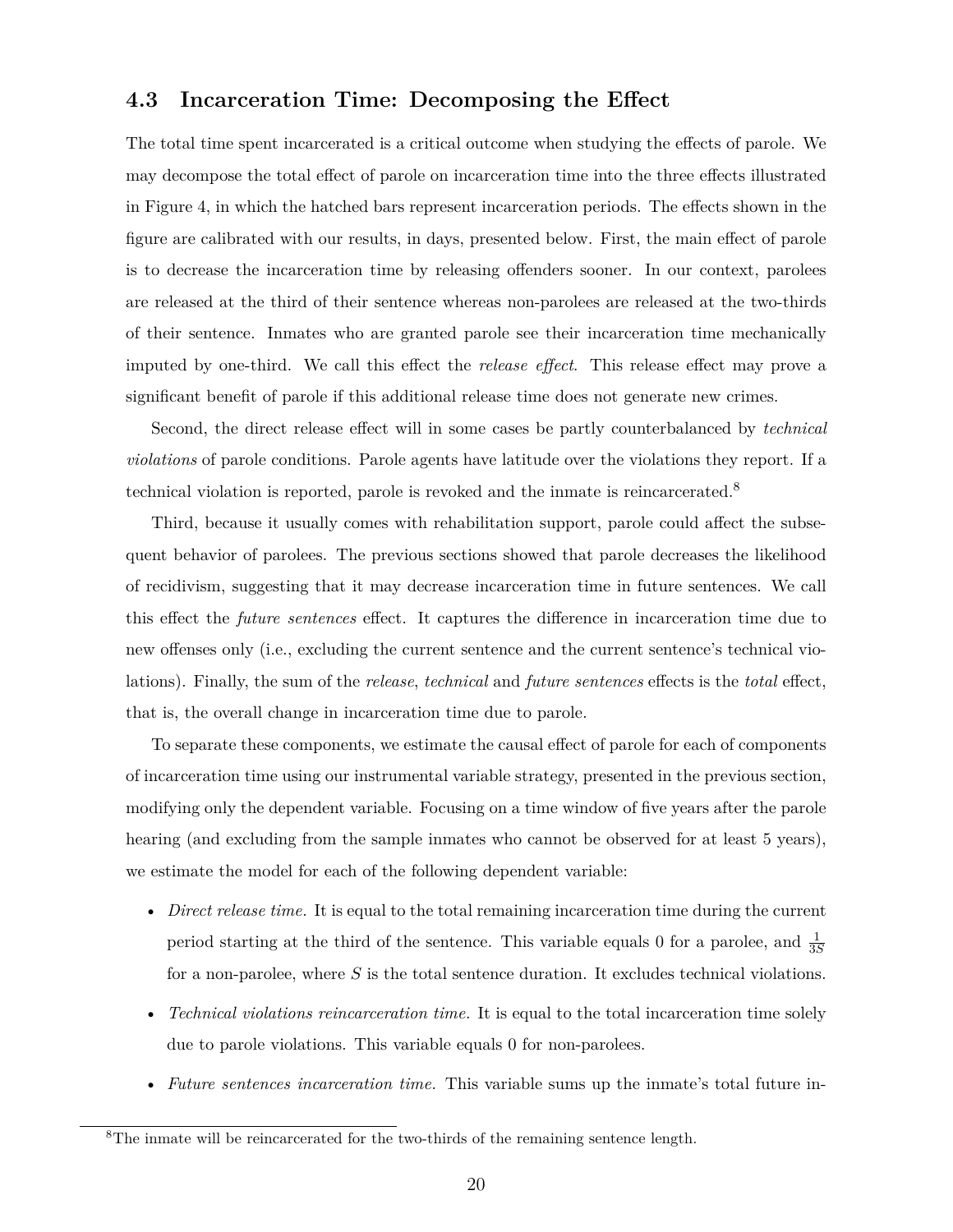### 4.3 Incarceration Time: Decomposing the Effect

The total time spent incarcerated is a critical outcome when studying the effects of parole. We may decompose the total effect of parole on incarceration time into the three effects illustrated in Figure 4, in which the hatched bars represent incarceration periods. The effects shown in the figure are calibrated with our results, in days, presented below. First, the main effect of parole is to decrease the incarceration time by releasing offenders sooner. In our context, parolees are released at the third of their sentence whereas non-parolees are released at the two-thirds of their sentence. Inmates who are granted parole see their incarceration time mechanically imputed by one-third. We call this effect the *release effect*. This release effect may prove a significant benefit of parole if this additional release time does not generate new crimes.

Second, the direct release effect will in some cases be partly counterbalanced by *technical violations* of parole conditions. Parole agents have latitude over the violations they report. If a technical violation is reported, parole is revoked and the inmate is reincarcerated.[8]

Third, because it usually comes with rehabilitation support, parole could affect the subsequent behavior of parolees. The previous sections showed that parole decreases the likelihood of recidivism, suggesting that it may decrease incarceration time in future sentences. We call this effect the *future sentences* effect. It captures the difference in incarceration time due to new offenses only (i.e., excluding the current sentence and the current sentence's technical violations). Finally, the sum of the *release*, *technical* and *future sentences* effects is the *total* effect, that is, the overall change in incarceration time due to parole.

To separate these components, we estimate the causal effect of parole for each of components of incarceration time using our instrumental variable strategy, presented in the previous section, modifying only the dependent variable. Focusing on a time window of five years after the parole hearing (and excluding from the sample inmates who cannot be observed for at least 5 years), we estimate the model for each of the following dependent variable:

- *Direct release time.* It is equal to the total remaining incarceration time during the current period starting at the third of the sentence. This variable equals 0 for a parolee, and $\frac{1}{3S}$ for a non-parolee, where $S$ is the total sentence duration. It excludes technical violations.
- *Technical violations reincarceration time.* It is equal to the total incarceration time solely due to parole violations. This variable equals 0 for non-parolees.
- *Future sentences incarceration time.* This variable sums up the inmate's total future in-

[8] The inmate will be reincarcerated for the two-thirds of the remaining sentence length.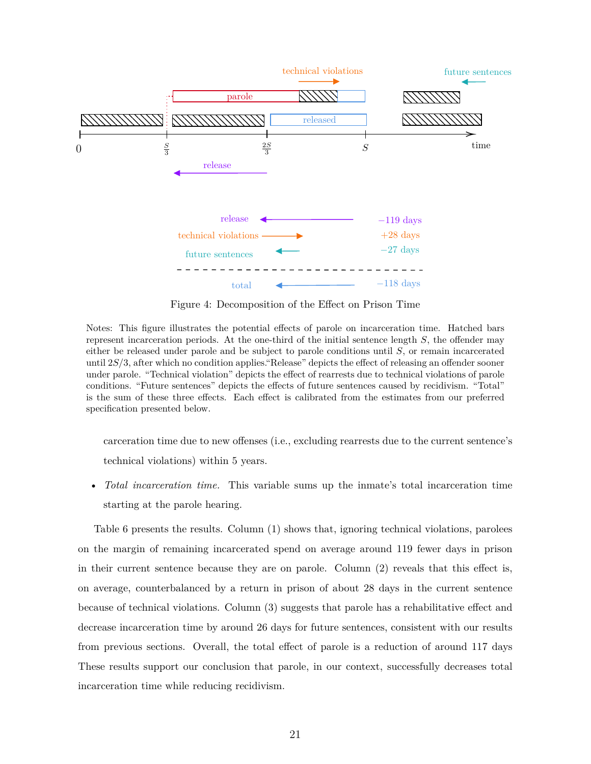Figure 4: Decomposition of the Effect on Prison Time

Notes: This figure illustrates the potential effects of parole on incarceration time. Hatched bars represent incarceration periods. At the one-third of the initial sentence length $S$, the offender may either be released under parole and be subject to parole conditions until $S$, or remain incarcerated until $2S/3$, after which no condition applies."Release" depicts the effect of releasing an offender sooner under parole. "Technical violation" depicts the effect of rearrests due to technical violations of parole conditions. "Future sentences" depicts the effects of future sentences caused by recidivism. "Total" is the sum of these three effects. Each effect is calibrated from the estimates from our preferred specification presented below.

carceration time due to new offenses (i.e., excluding rearrests due to the current sentence's technical violations) within 5 years.

- *Total incarceration time.* This variable sums up the inmate's total incarceration time starting at the parole hearing.

Table 6 presents the results. Column (1) shows that, ignoring technical violations, parolees on the margin of remaining incarcerated spend on average around 119 fewer days in prison in their current sentence because they are on parole. Column (2) reveals that this effect is, on average, counterbalanced by a return in prison of about 28 days in the current sentence because of technical violations. Column (3) suggests that parole has a rehabilitative effect and decrease incarceration time by around 26 days for future sentences, consistent with our results from previous sections. Overall, the total effect of parole is a reduction of around 117 days These results support our conclusion that parole, in our context, successfully decreases total incarceration time while reducing recidivism.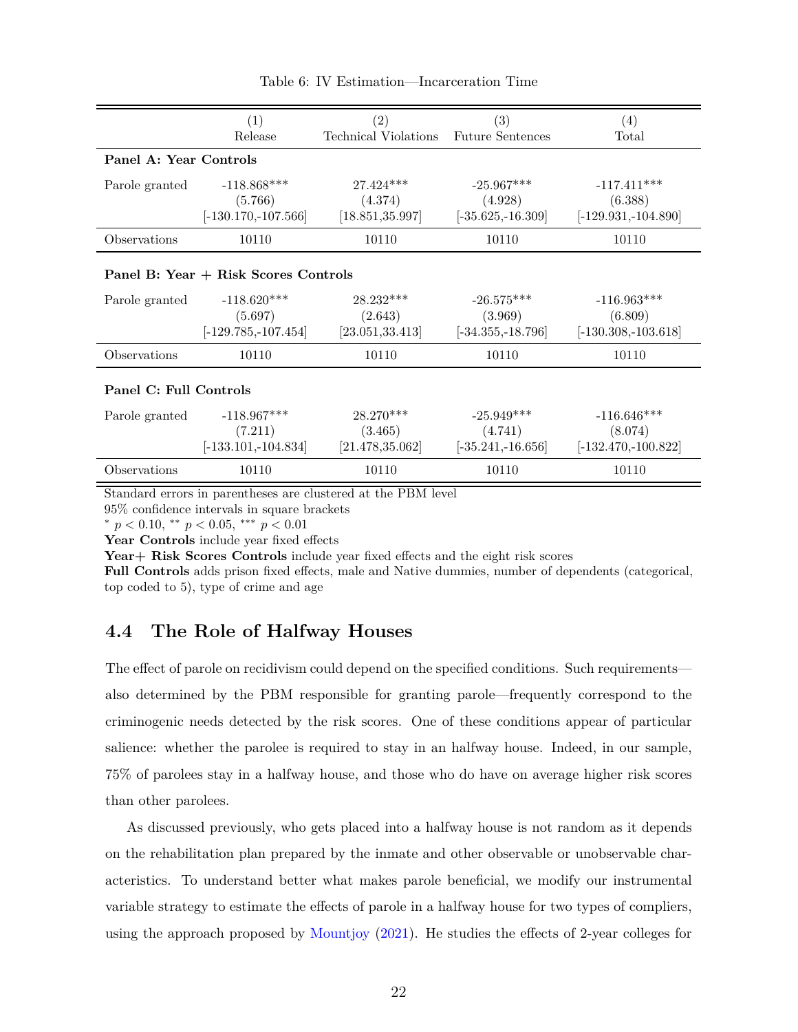Table 6: IV Estimation—Incarceration Time

| | (1) Release | (2) Technical Violations | (3) Future Sentences | (4) Total |
|---|---|---|---|---|
| **Panel A: Year Controls** | | | | |
| Parole granted | -118.868*** | 27.424*** | -25.967*** | -117.411*** |
| | (5.766) | (4.374) | (4.928) | (6.388) |
| | [-130.170,-107.566] | [18.851,35.997] | [-35.625,-16.309] | [-129.931,-104.890] |
| Observations | 10110 | 10110 | 10110 | 10110 |
| **Panel B: Year + Risk Scores Controls** | | | | |
| Parole granted | -118.620*** | 28.232*** | -26.575*** | -116.963*** |
| | (5.697) | (2.643) | (3.969) | (6.809) |
| | [-129.785,-107.454] | [23.051,33.413] | [-34.355,-18.796] | [-130.308,-103.618] |
| Observations | 10110 | 10110 | 10110 | 10110 |
| **Panel C: Full Controls** | | | | |
| Parole granted | -118.967*** | 28.270*** | -25.949*** | -116.646*** |
| | (7.211) | (3.465) | (4.741) | (8.074) |
| | [-133.101,-104.834] | [21.478,35.062] | [-35.241,-16.656] | [-132.470,-100.822] |
| Observations | 10110 | 10110 | 10110 | 10110 |

Standard errors in parentheses are clustered at the PBM level
95% confidence intervals in square brackets
* $p < 0.10$, ** $p < 0.05$, *** $p < 0.01$
**Year Controls** include year fixed effects
**Year+ Risk Scores Controls** include year fixed effects and the eight risk scores
**Full Controls** adds prison fixed effects, male and Native dummies, number of dependents (categorical, top coded to 5), type of crime and age

## 4.4 The Role of Halfway Houses

The effect of parole on recidivism could depend on the specified conditions. Such requirements—also determined by the PBM responsible for granting parole—frequently correspond to the criminogenic needs detected by the risk scores. One of these conditions appear of particular salience: whether the parolee is required to stay in an halfway house. Indeed, in our sample, 75% of parolees stay in a halfway house, and those who do have on average higher risk scores than other parolees.

As discussed previously, who gets placed into a halfway house is not random as it depends on the rehabilitation plan prepared by the inmate and other observable or unobservable characteristics. To understand better what makes parole beneficial, we modify our instrumental variable strategy to estimate the effects of parole in a halfway house for two types of compliers, using the approach proposed by Mountjoy (2021). He studies the effects of 2-year colleges for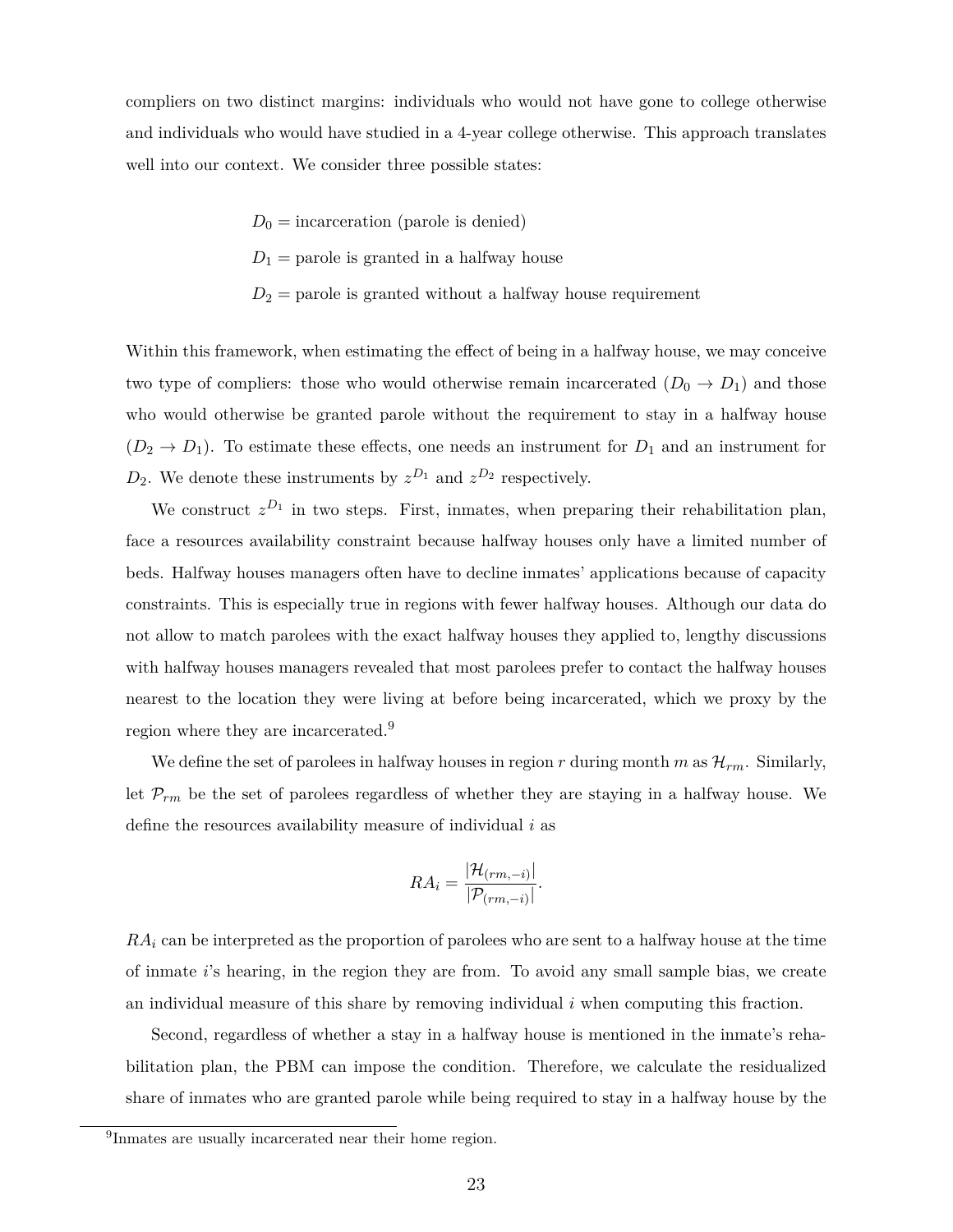compliers on two distinct margins: individuals who would not have gone to college otherwise and individuals who would have studied in a 4-year college otherwise. This approach translates well into our context. We consider three possible states:

$$D_0 = \text{incarceration (parole is denied)}$$
$$D_1 = \text{parole is granted in a halfway house}$$
$$D_2 = \text{parole is granted without a halfway house requirement}$$

Within this framework, when estimating the effect of being in a halfway house, we may conceive two type of compliers: those who would otherwise remain incarcerated ($D_0 \rightarrow D_1$) and those who would otherwise be granted parole without the requirement to stay in a halfway house ($D_2 \rightarrow D_1$). To estimate these effects, one needs an instrument for $D_1$ and an instrument for $D_2$. We denote these instruments by $z^{D_1}$ and $z^{D_2}$ respectively.

We construct $z^{D_1}$ in two steps. First, inmates, when preparing their rehabilitation plan, face a resources availability constraint because halfway houses only have a limited number of beds. Halfway houses managers often have to decline inmates' applications because of capacity constraints. This is especially true in regions with fewer halfway houses. Although our data do not allow to match parolees with the exact halfway houses they applied to, lengthy discussions with halfway houses managers revealed that most parolees prefer to contact the halfway houses nearest to the location they were living at before being incarcerated, which we proxy by the region where they are incarcerated.[9]

We define the set of parolees in halfway houses in region $r$ during month $m$ as $\mathcal{H}_{rm}$. Similarly, let $\mathcal{P}_{rm}$ be the set of parolees regardless of whether they are staying in a halfway house. We define the resources availability measure of individual $i$ as

$$RA_i = \frac{|\mathcal{H}_{(rm,-i)}|}{|\mathcal{P}_{(rm,-i)}|}.$$

$RA_i$ can be interpreted as the proportion of parolees who are sent to a halfway house at the time of inmate $i$'s hearing, in the region they are from. To avoid any small sample bias, we create an individual measure of this share by removing individual $i$ when computing this fraction.

Second, regardless of whether a stay in a halfway house is mentioned in the inmate's rehabilitation plan, the PBM can impose the condition. Therefore, we calculate the residualized share of inmates who are granted parole while being required to stay in a halfway house by the

[9] Inmates are usually incarcerated near their home region.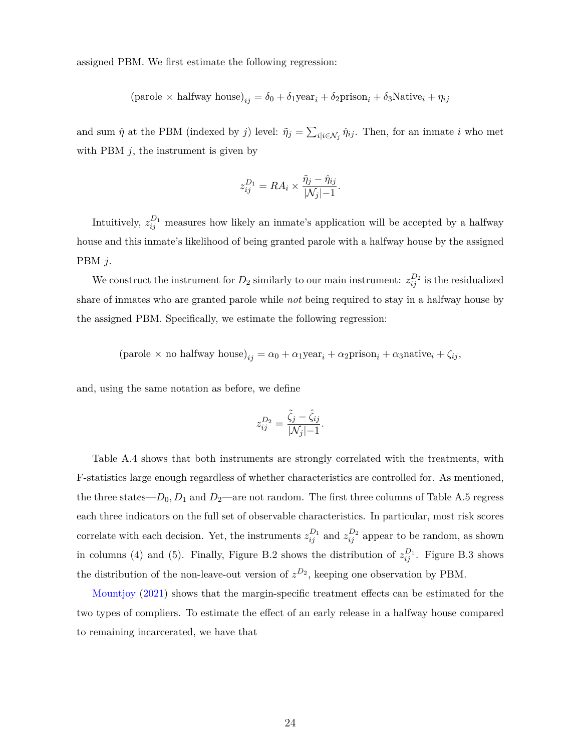assigned PBM. We first estimate the following regression:

$$(\text{parole} \times \text{halfway house})_{ij} = \delta_0 + \delta_1 \text{year}_i + \delta_2 \text{prison}_i + \delta_3 \text{Native}_i + \eta_{ij}$$

and sum $\hat{\eta}$ at the PBM (indexed by $j$) level: $\tilde{\eta}_j = \sum_{i|i \in \mathcal{N}_j} \hat{\eta}_{ij}$. Then, for an inmate $i$ who met with PBM $j$, the instrument is given by

$$z_{ij}^{D_1} = RA_i \times \frac{\tilde{\eta}_j - \hat{\eta}_{ij}}{|\mathcal{N}_j| - 1}.$$

Intuitively, $z_{ij}^{D_1}$ measures how likely an inmate's application will be accepted by a halfway house and this inmate's likelihood of being granted parole with a halfway house by the assigned PBM $j$.

We construct the instrument for $D_2$ similarly to our main instrument: $z_{ij}^{D_2}$ is the residualized share of inmates who are granted parole while *not* being required to stay in a halfway house by the assigned PBM. Specifically, we estimate the following regression:

$$(\text{parole} \times \text{no halfway house})_{ij} = \alpha_0 + \alpha_1 \text{year}_i + \alpha_2 \text{prison}_i + \alpha_3 \text{native}_i + \zeta_{ij},$$

and, using the same notation as before, we define

$$z_{ij}^{D_2} = \frac{\tilde{\zeta}_j - \hat{\zeta}_{ij}}{|\mathcal{N}_j| - 1}.$$

Table A.4 shows that both instruments are strongly correlated with the treatments, with F-statistics large enough regardless of whether characteristics are controlled for. As mentioned, the three states—$D_0, D_1$ and $D_2$—are not random. The first three columns of Table A.5 regress each three indicators on the full set of observable characteristics. In particular, most risk scores correlate with each decision. Yet, the instruments $z_{ij}^{D_1}$ and $z_{ij}^{D_2}$ appear to be random, as shown in columns (4) and (5). Finally, Figure B.2 shows the distribution of $z_{ij}^{D_1}$. Figure B.3 shows the distribution of the non-leave-out version of $z^{D_2}$, keeping one observation by PBM.

Mountjoy (2021) shows that the margin-specific treatment effects can be estimated for the two types of compliers. To estimate the effect of an early release in a halfway house compared to remaining incarcerated, we have that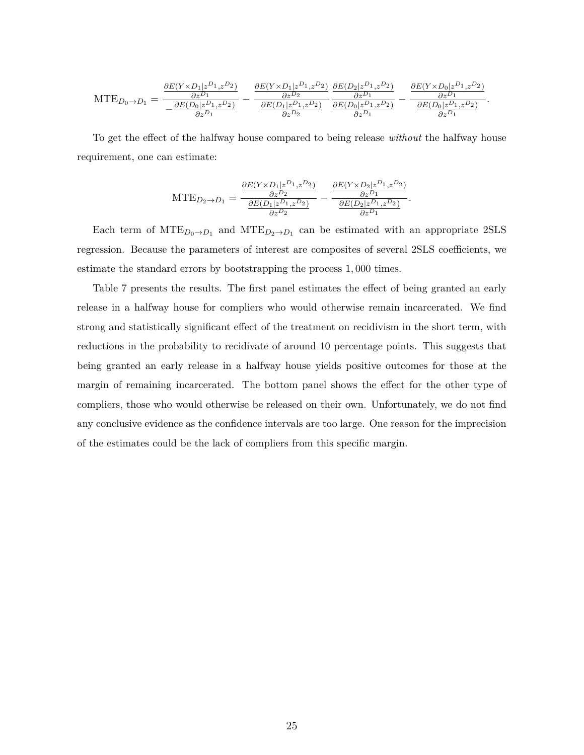$$\text{MTE}_{D_0 \to D_1} = \frac{\frac{\partial E(Y \times D_1 | z^{D_1}, z^{D_2})}{\partial z^{D_1}}}{-\frac{\partial E(D_0 | z^{D_1}, z^{D_2})}{\partial z^{D_1}}} - \frac{\frac{\partial E(Y \times D_1 | z^{D_1}, z^{D_2})}{\partial z^{D_2}}}{\frac{\partial E(D_1 | z^{D_1}, z^{D_2})}{\partial z^{D_2}}} \frac{\frac{\partial E(D_2 | z^{D_1}, z^{D_2})}{\partial z^{D_1}}}{\frac{\partial E(D_0 | z^{D_1}, z^{D_2})}{\partial z^{D_1}}} - \frac{\frac{\partial E(Y \times D_0 | z^{D_1}, z^{D_2})}{\partial z^{D_1}}}{\frac{\partial E(D_0 | z^{D_1}, z^{D_2})}{\partial z^{D_1}}}.$$

To get the effect of the halfway house compared to being release *without* the halfway house requirement, one can estimate:

$$\text{MTE}_{D_2 \to D_1} = \frac{\frac{\partial E(Y \times D_1 | z^{D_1}, z^{D_2})}{\partial z^{D_2}}}{\frac{\partial E(D_1 | z^{D_1}, z^{D_2})}{\partial z^{D_2}}} - \frac{\frac{\partial E(Y \times D_2 | z^{D_1}, z^{D_2})}{\partial z^{D_1}}}{\frac{\partial E(D_2 | z^{D_1}, z^{D_2})}{\partial z^{D_1}}}.$$

Each term of $\text{MTE}_{D_0 \to D_1}$ and $\text{MTE}_{D_2 \to D_1}$ can be estimated with an appropriate 2SLS regression. Because the parameters of interest are composites of several 2SLS coefficients, we estimate the standard errors by bootstrapping the process 1,000 times.

Table 7 presents the results. The first panel estimates the effect of being granted an early release in a halfway house for compliers who would otherwise remain incarcerated. We find strong and statistically significant effect of the treatment on recidivism in the short term, with reductions in the probability to recidivate of around 10 percentage points. This suggests that being granted an early release in a halfway house yields positive outcomes for those at the margin of remaining incarcerated. The bottom panel shows the effect for the other type of compliers, those who would otherwise be released on their own. Unfortunately, we do not find any conclusive evidence as the confidence intervals are too large. One reason for the imprecision of the estimates could be the lack of compliers from this specific margin.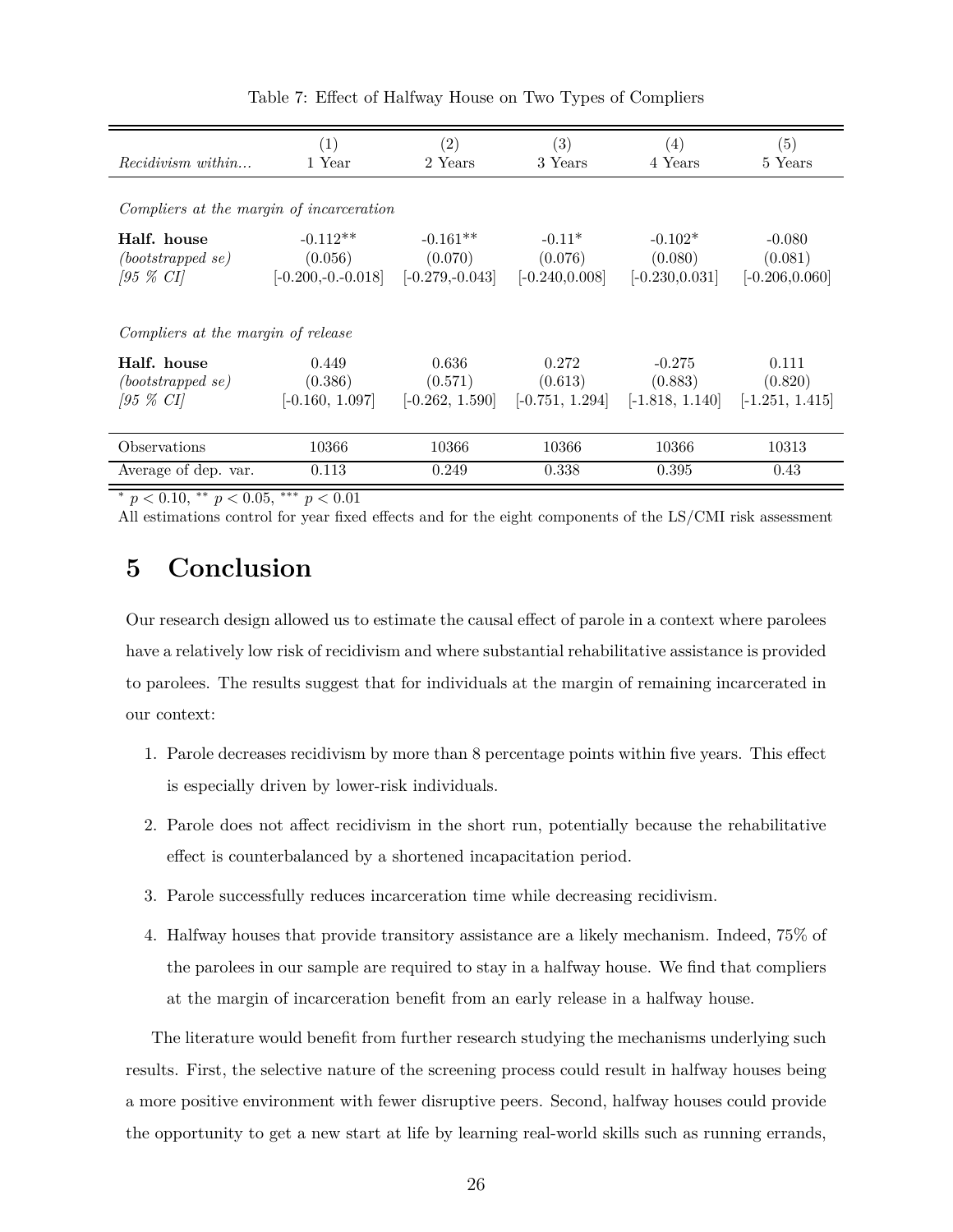Table 7: Effect of Halfway House on Two Types of Compliers

| | (1) | (2) | (3) | (4) | (5) |
|---|---|---|---|---|---|
| *Recidivism within...* | 1 Year | 2 Years | 3 Years | 4 Years | 5 Years |
| *Compliers at the margin of incarceration* | | | | | |
| **Half. house** | -0.112** | -0.161** | -0.11* | -0.102* | -0.080 |
| *(bootstrapped se)* | (0.056) | (0.070) | (0.076) | (0.080) | (0.081) |
| *[95 % CI]* | [-0.200,-0.-0.018] | [-0.279,-0.043] | [-0.240,0.008] | [-0.230,0.031] | [-0.206,0.060] |
| *Compliers at the margin of release* | | | | | |
| **Half. house** | 0.449 | 0.636 | 0.272 | -0.275 | 0.111 |
| *(bootstrapped se)* | (0.386) | (0.571) | (0.613) | (0.883) | (0.820) |
| *[95 % CI]* | [-0.160, 1.097] | [-0.262, 1.590] | [-0.751, 1.294] | [-1.818, 1.140] | [-1.251, 1.415] |
| Observations | 10366 | 10366 | 10366 | 10366 | 10313 |
| Average of dep. var. | 0.113 | 0.249 | 0.338 | 0.395 | 0.43 |

* $p < 0.10$, ** $p < 0.05$, *** $p < 0.01$

All estimations control for year fixed effects and for the eight components of the LS/CMI risk assessment

# 5 Conclusion

Our research design allowed us to estimate the causal effect of parole in a context where parolees have a relatively low risk of recidivism and where substantial rehabilitative assistance is provided to parolees. The results suggest that for individuals at the margin of remaining incarcerated in our context:

1. Parole decreases recidivism by more than 8 percentage points within five years. This effect is especially driven by lower-risk individuals.
2. Parole does not affect recidivism in the short run, potentially because the rehabilitative effect is counterbalanced by a shortened incapacitation period.
3. Parole successfully reduces incarceration time while decreasing recidivism.
4. Halfway houses that provide transitory assistance are a likely mechanism. Indeed, 75% of the parolees in our sample are required to stay in a halfway house. We find that compliers at the margin of incarceration benefit from an early release in a halfway house.

The literature would benefit from further research studying the mechanisms underlying such results. First, the selective nature of the screening process could result in halfway houses being a more positive environment with fewer disruptive peers. Second, halfway houses could provide the opportunity to get a new start at life by learning real-world skills such as running errands,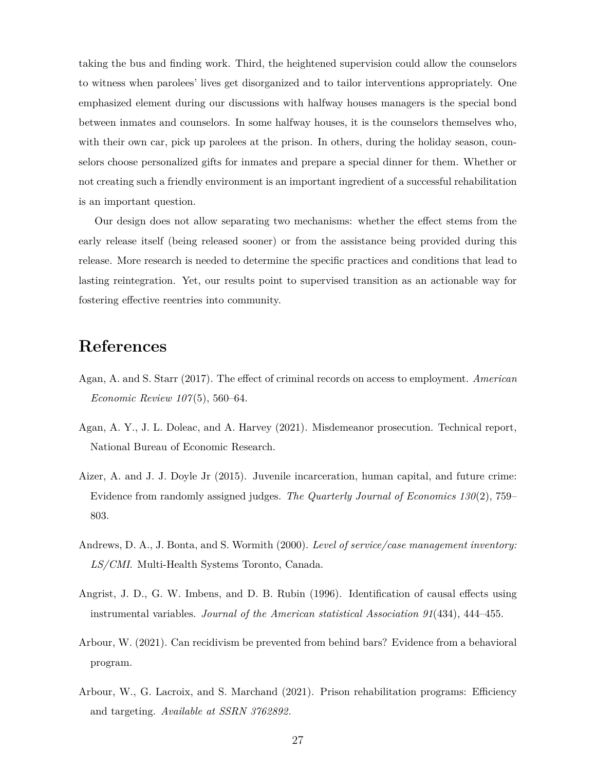taking the bus and finding work. Third, the heightened supervision could allow the counselors to witness when parolees' lives get disorganized and to tailor interventions appropriately. One emphasized element during our discussions with halfway houses managers is the special bond between inmates and counselors. In some halfway houses, it is the counselors themselves who, with their own car, pick up parolees at the prison. In others, during the holiday season, counselors choose personalized gifts for inmates and prepare a special dinner for them. Whether or not creating such a friendly environment is an important ingredient of a successful rehabilitation is an important question.

Our design does not allow separating two mechanisms: whether the effect stems from the early release itself (being released sooner) or from the assistance being provided during this release. More research is needed to determine the specific practices and conditions that lead to lasting reintegration. Yet, our results point to supervised transition as an actionable way for fostering effective reentries into community.

# References

Agan, A. and S. Starr (2017). The effect of criminal records on access to employment. *American Economic Review 107*(5), 560–64.

Agan, A. Y., J. L. Doleac, and A. Harvey (2021). Misdemeanor prosecution. Technical report, National Bureau of Economic Research.

Aizer, A. and J. J. Doyle Jr (2015). Juvenile incarceration, human capital, and future crime: Evidence from randomly assigned judges. *The Quarterly Journal of Economics 130*(2), 759–803.

Andrews, D. A., J. Bonta, and S. Wormith (2000). *Level of service/case management inventory: LS/CMI*. Multi-Health Systems Toronto, Canada.

Angrist, J. D., G. W. Imbens, and D. B. Rubin (1996). Identification of causal effects using instrumental variables. *Journal of the American statistical Association 91*(434), 444–455.

Arbour, W. (2021). Can recidivism be prevented from behind bars? Evidence from a behavioral program.

Arbour, W., G. Lacroix, and S. Marchand (2021). Prison rehabilitation programs: Efficiency and targeting. *Available at SSRN 3762892*.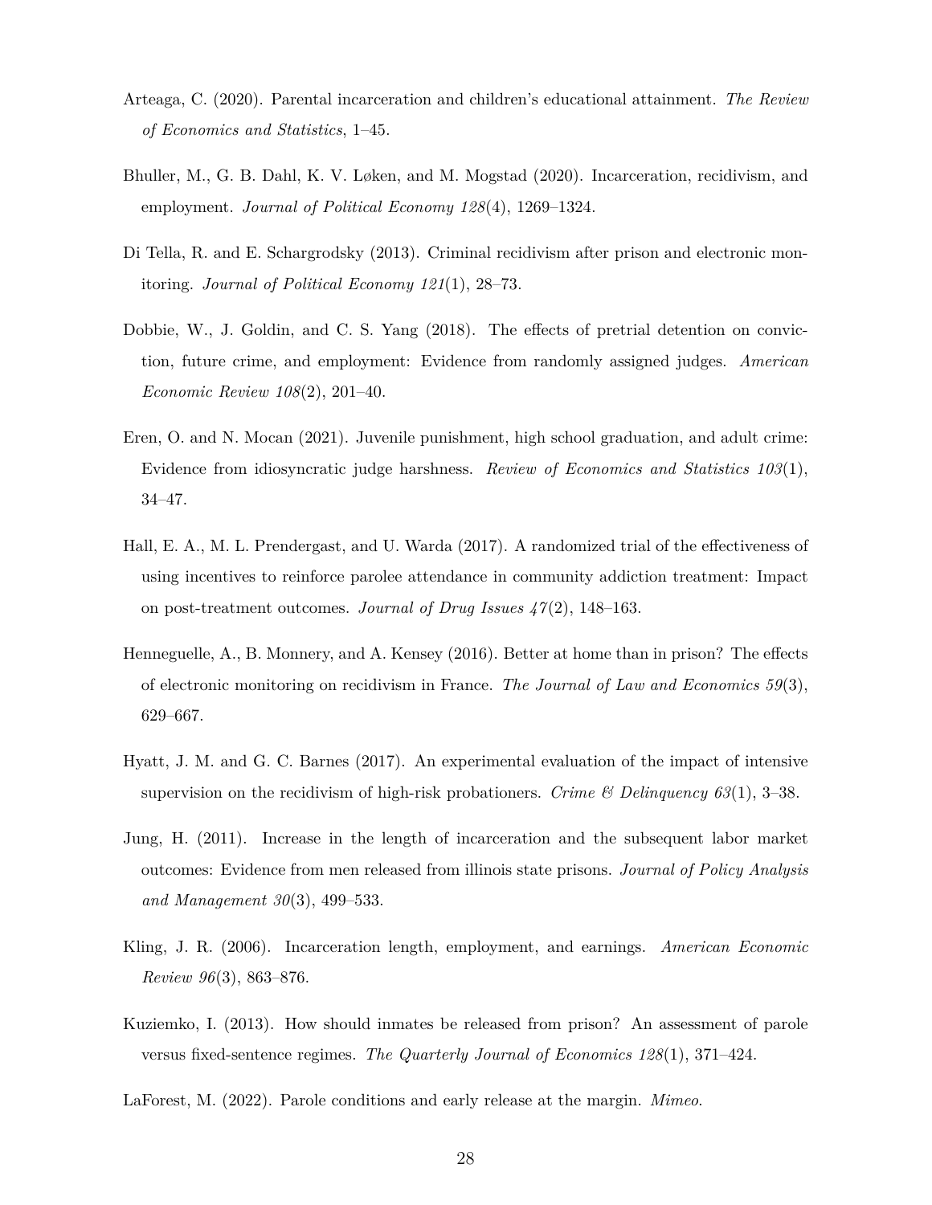Arteaga, C. (2020). Parental incarceration and children's educational attainment. *The Review of Economics and Statistics*, 1–45.

Bhuller, M., G. B. Dahl, K. V. Løken, and M. Mogstad (2020). Incarceration, recidivism, and employment. *Journal of Political Economy 128*(4), 1269–1324.

Di Tella, R. and E. Schargrodsky (2013). Criminal recidivism after prison and electronic monitoring. *Journal of Political Economy 121*(1), 28–73.

Dobbie, W., J. Goldin, and C. S. Yang (2018). The effects of pretrial detention on conviction, future crime, and employment: Evidence from randomly assigned judges. *American Economic Review 108*(2), 201–40.

Eren, O. and N. Mocan (2021). Juvenile punishment, high school graduation, and adult crime: Evidence from idiosyncratic judge harshness. *Review of Economics and Statistics 103*(1), 34–47.

Hall, E. A., M. L. Prendergast, and U. Warda (2017). A randomized trial of the effectiveness of using incentives to reinforce parolee attendance in community addiction treatment: Impact on post-treatment outcomes. *Journal of Drug Issues 47*(2), 148–163.

Henneguelle, A., B. Monnery, and A. Kensey (2016). Better at home than in prison? The effects of electronic monitoring on recidivism in France. *The Journal of Law and Economics 59*(3), 629–667.

Hyatt, J. M. and G. C. Barnes (2017). An experimental evaluation of the impact of intensive supervision on the recidivism of high-risk probationers. *Crime & Delinquency 63*(1), 3–38.

Jung, H. (2011). Increase in the length of incarceration and the subsequent labor market outcomes: Evidence from men released from illinois state prisons. *Journal of Policy Analysis and Management 30*(3), 499–533.

Kling, J. R. (2006). Incarceration length, employment, and earnings. *American Economic Review 96*(3), 863–876.

Kuziemko, I. (2013). How should inmates be released from prison? An assessment of parole versus fixed-sentence regimes. *The Quarterly Journal of Economics 128*(1), 371–424.

LaForest, M. (2022). Parole conditions and early release at the margin. *Mimeo*.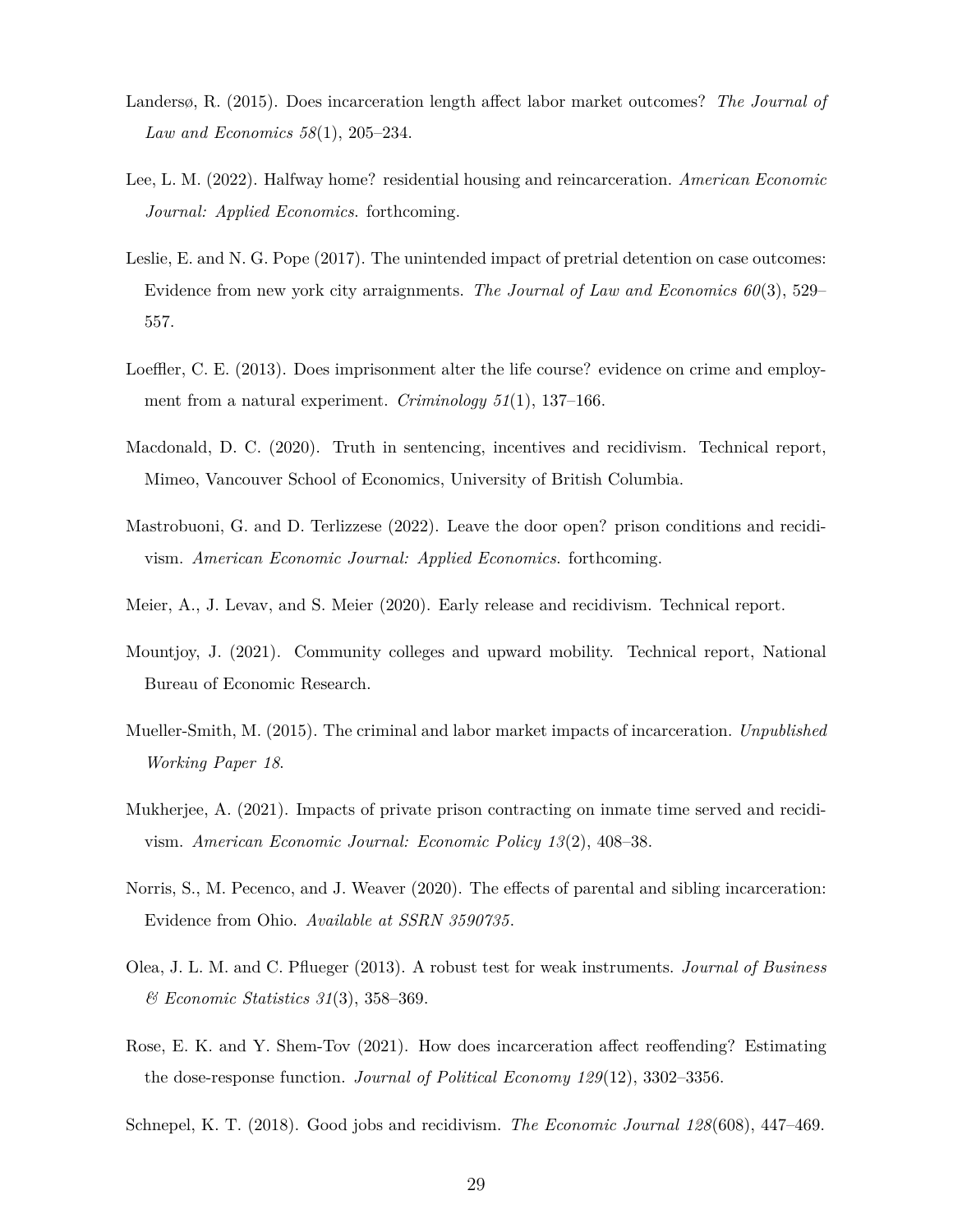Landersø, R. (2015). Does incarceration length affect labor market outcomes? *The Journal of Law and Economics 58*(1), 205–234.

Lee, L. M. (2022). Halfway home? residential housing and reincarceration. *American Economic Journal: Applied Economics*. forthcoming.

Leslie, E. and N. G. Pope (2017). The unintended impact of pretrial detention on case outcomes: Evidence from new york city arraignments. *The Journal of Law and Economics 60*(3), 529–557.

Loeffler, C. E. (2013). Does imprisonment alter the life course? evidence on crime and employment from a natural experiment. *Criminology 51*(1), 137–166.

Macdonald, D. C. (2020). Truth in sentencing, incentives and recidivism. Technical report, Mimeo, Vancouver School of Economics, University of British Columbia.

Mastrobuoni, G. and D. Terlizzese (2022). Leave the door open? prison conditions and recidivism. *American Economic Journal: Applied Economics*. forthcoming.

Meier, A., J. Levav, and S. Meier (2020). Early release and recidivism. Technical report.

Mountjoy, J. (2021). Community colleges and upward mobility. Technical report, National Bureau of Economic Research.

Mueller-Smith, M. (2015). The criminal and labor market impacts of incarceration. *Unpublished Working Paper 18*.

Mukherjee, A. (2021). Impacts of private prison contracting on inmate time served and recidivism. *American Economic Journal: Economic Policy 13*(2), 408–38.

Norris, S., M. Pecenco, and J. Weaver (2020). The effects of parental and sibling incarceration: Evidence from Ohio. *Available at SSRN 3590735*.

Olea, J. L. M. and C. Pflueger (2013). A robust test for weak instruments. *Journal of Business & Economic Statistics 31*(3), 358–369.

Rose, E. K. and Y. Shem-Tov (2021). How does incarceration affect reoffending? Estimating the dose-response function. *Journal of Political Economy 129*(12), 3302–3356.

Schnepel, K. T. (2018). Good jobs and recidivism. *The Economic Journal 128*(608), 447–469.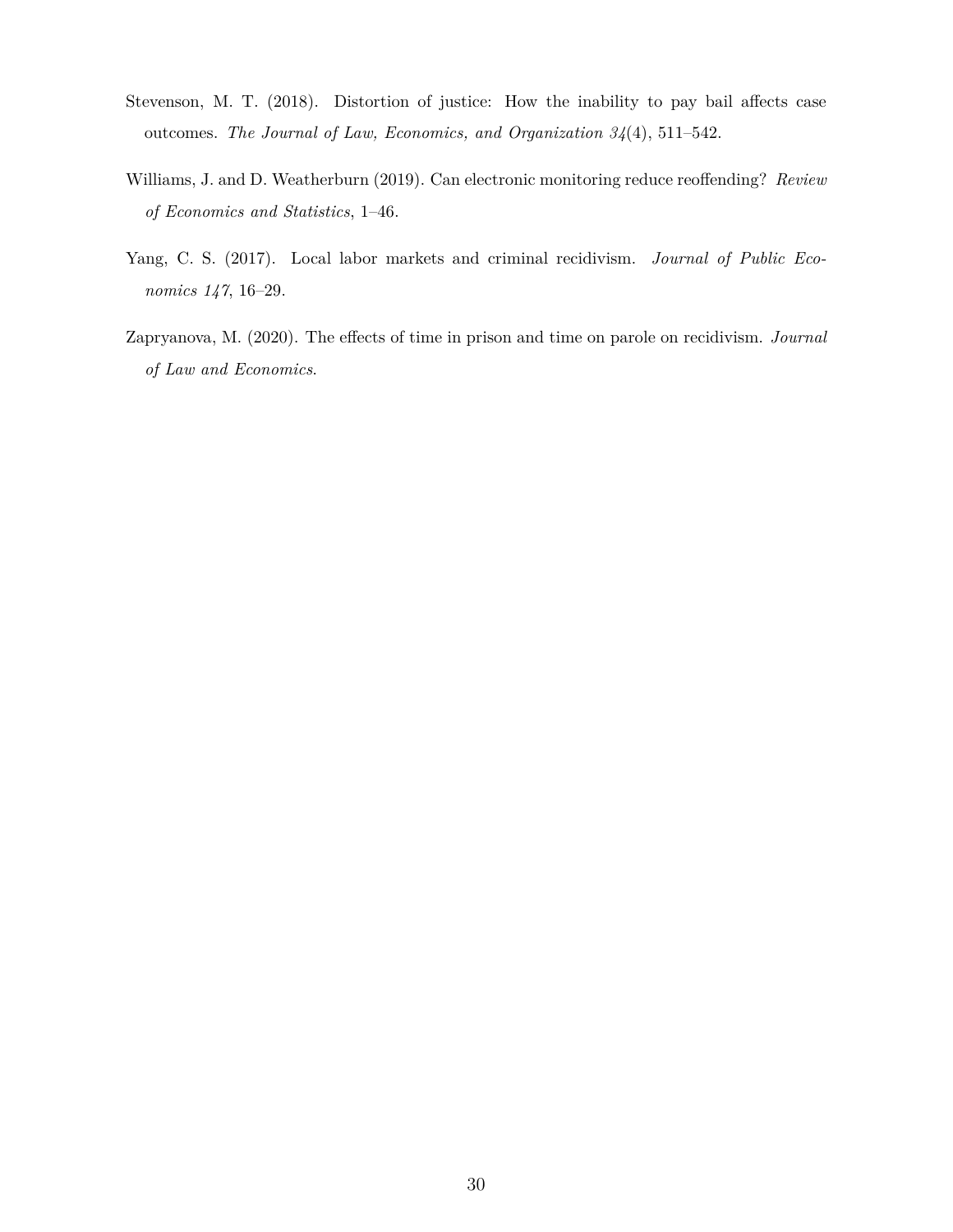Stevenson, M. T. (2018). Distortion of justice: How the inability to pay bail affects case outcomes. *The Journal of Law, Economics, and Organization 34*(4), 511–542.

Williams, J. and D. Weatherburn (2019). Can electronic monitoring reduce reoffending? *Review of Economics and Statistics*, 1–46.

Yang, C. S. (2017). Local labor markets and criminal recidivism. *Journal of Public Economics 147*, 16–29.

Zapryanova, M. (2020). The effects of time in prison and time on parole on recidivism. *Journal of Law and Economics*.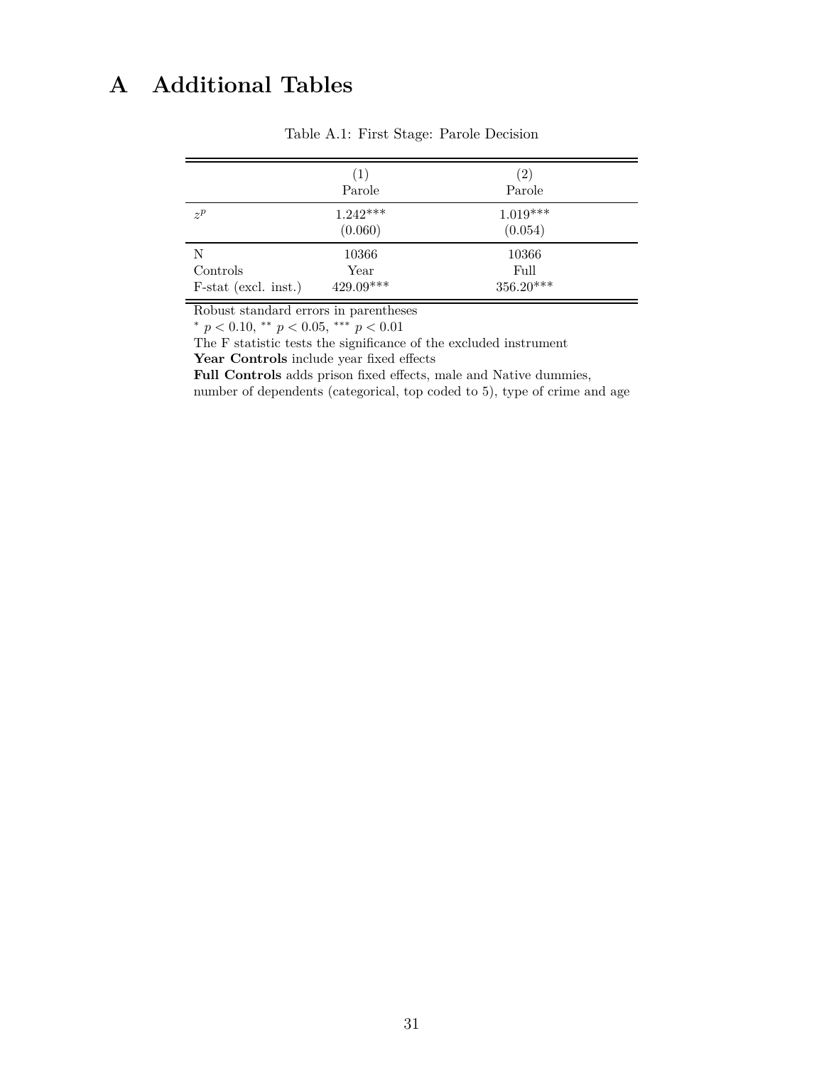# A Additional Tables

Table A.1: First Stage: Parole Decision

| | (1) Parole | (2) Parole |
|---|---|---|
| $z^p$ | 1.242*** | 1.019*** |
| | (0.060) | (0.054) |
| N | 10366 | 10366 |
| Controls | Year | Full |
| F-stat (excl. inst.) | 429.09*** | 356.20*** |

Robust standard errors in parentheses

$^{*}$ $p < 0.10$, $^{**}$ $p < 0.05$, $^{***}$ $p < 0.01$

The F statistic tests the significance of the excluded instrument

**Year Controls** include year fixed effects

**Full Controls** adds prison fixed effects, male and Native dummies, number of dependents (categorical, top coded to 5), type of crime and age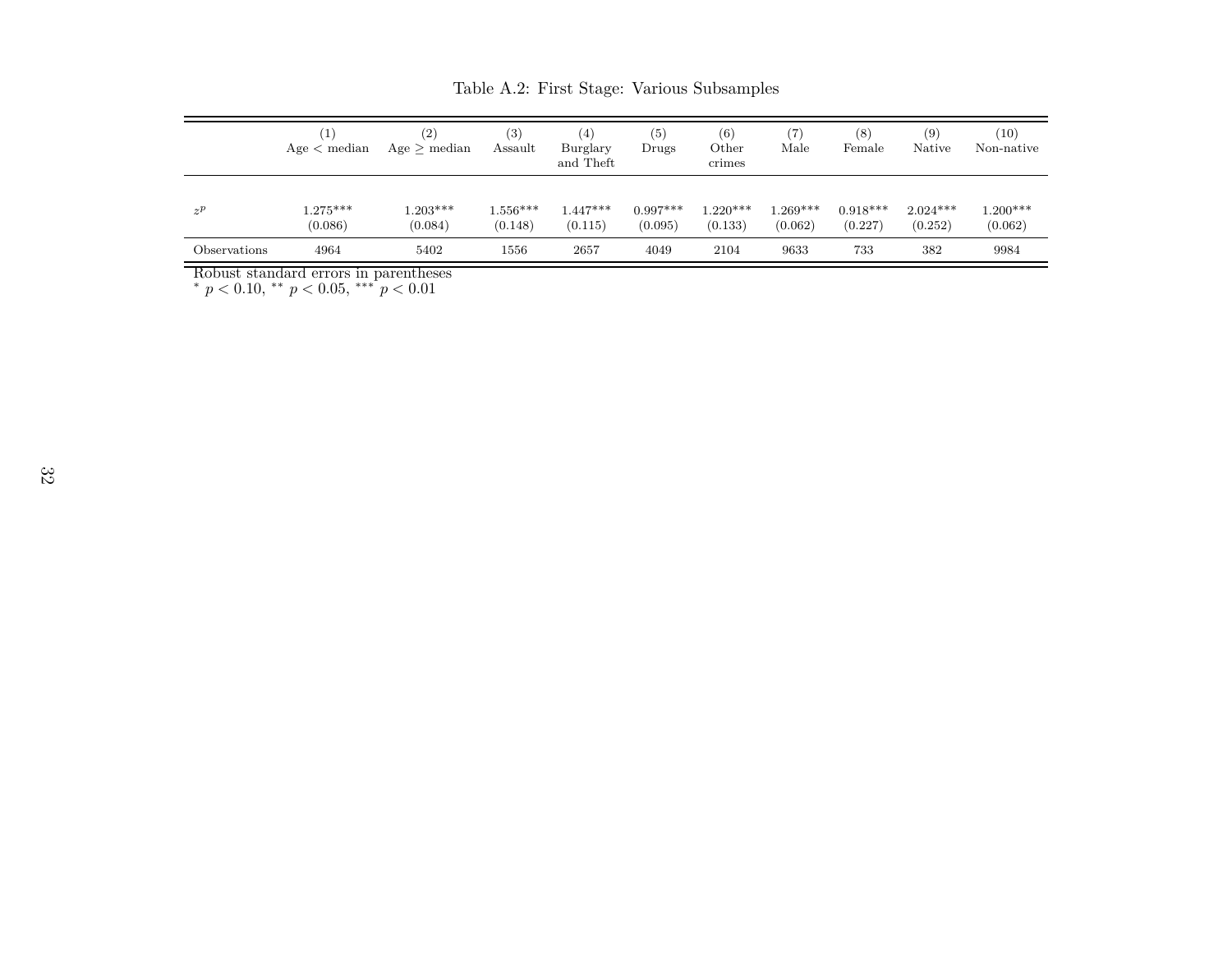Table A.2: First Stage: Various Subsamples

| | (1) Age < median | (2) Age ≥ median | (3) Assault | (4) Burglary and Theft | (5) Drugs | (6) Other crimes | (7) Male | (8) Female | (9) Native | (10) Non-native |
|---|---|---|---|---|---|---|---|---|---|---|
| $z^p$ | 1.275*** | 1.203*** | 1.556*** | 1.447*** | 0.997*** | 1.220*** | 1.269*** | 0.918*** | 2.024*** | 1.200*** |
| | (0.086) | (0.084) | (0.148) | (0.115) | (0.095) | (0.133) | (0.062) | (0.227) | (0.252) | (0.062) |
| Observations | 4964 | 5402 | 1556 | 2657 | 4049 | 2104 | 9633 | 733 | 382 | 9984 |

Robust standard errors in parentheses
$^{*}$ $p < 0.10$, $^{**}$ $p < 0.05$, $^{***}$ $p < 0.01$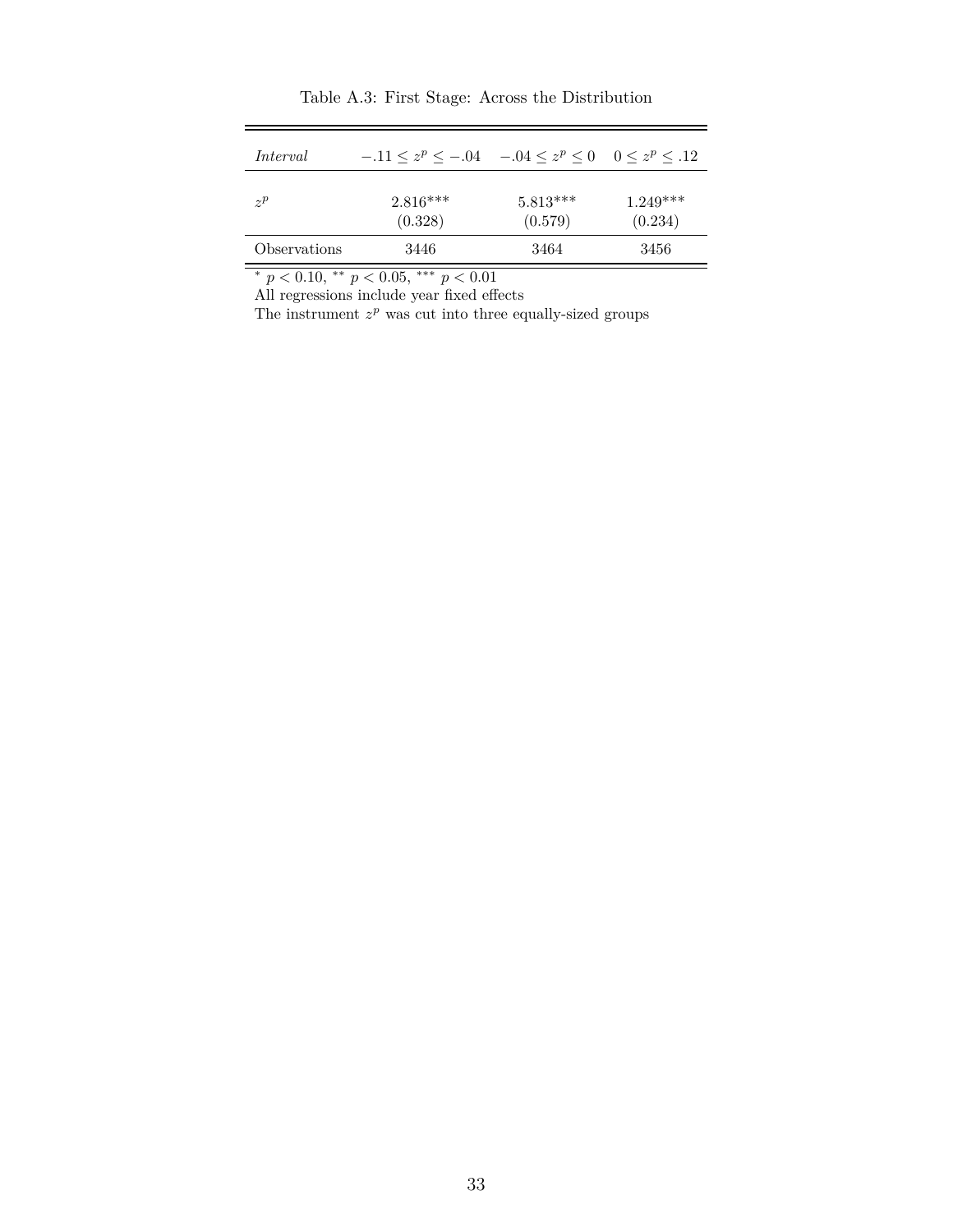Table A.3: First Stage: Across the Distribution

| *Interval* | $-.11 \leq z^p \leq -.04$ | $-.04 \leq z^p \leq 0$ | $0 \leq z^p \leq .12$ |
|---|---|---|---|
| $z^p$ | 2.816*** | 5.813*** | 1.249*** |
| | (0.328) | (0.579) | (0.234) |
| Observations | 3446 | 3464 | 3456 |

* $p < 0.10$, ** $p < 0.05$, *** $p < 0.01$

All regressions include year fixed effects

The instrument $z^p$ was cut into three equally-sized groups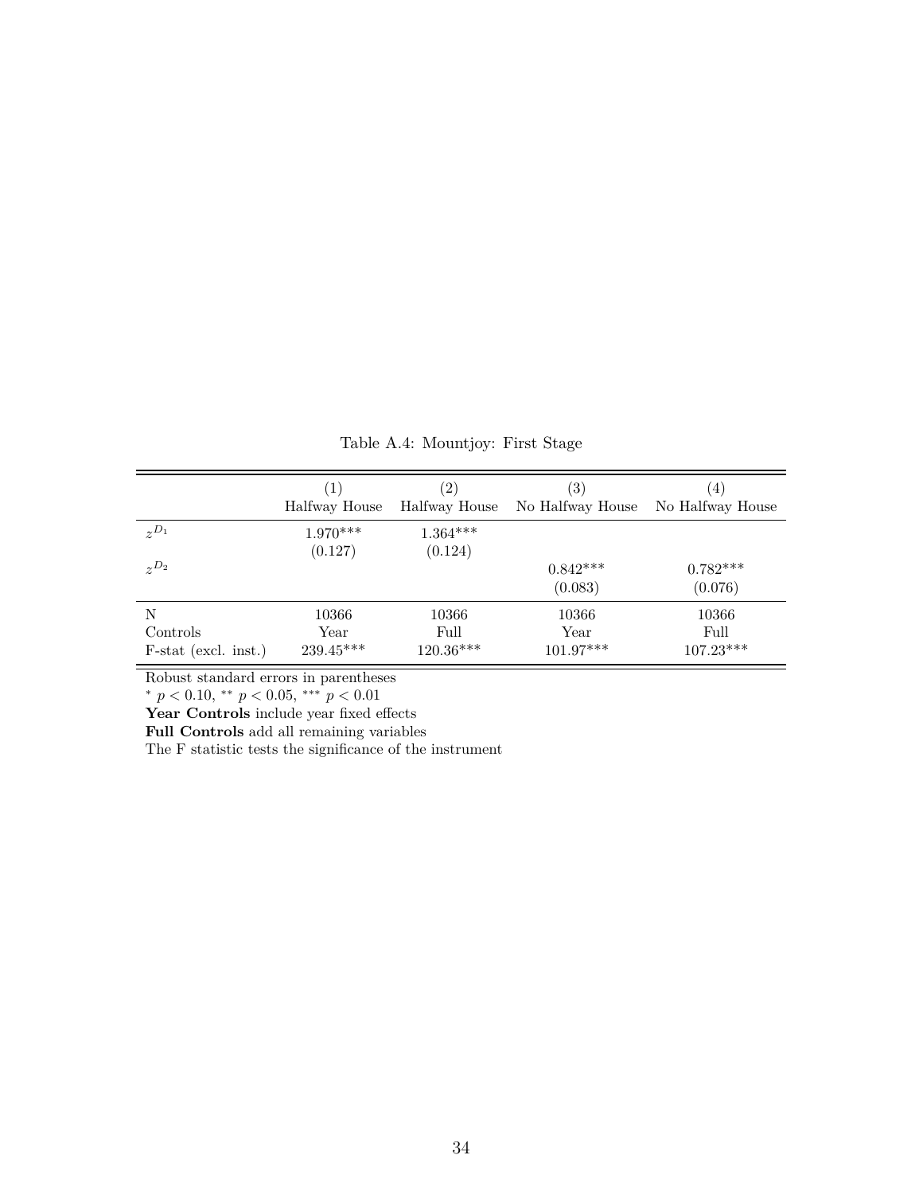Table A.4: Mountjoy: First Stage

| | (1) | (2) | (3) | (4) |
|---|---|---|---|---|
| | Halfway House | Halfway House | No Halfway House | No Halfway House |
| $z^{D_1}$ | 1.970*** | 1.364*** | | |
| | (0.127) | (0.124) | | |
| $z^{D_2}$ | | | 0.842*** | 0.782*** |
| | | | (0.083) | (0.076) |
| N | 10366 | 10366 | 10366 | 10366 |
| Controls | Year | Full | Year | Full |
| F-stat (excl. inst.) | 239.45*** | 120.36*** | 101.97*** | 107.23*** |

Robust standard errors in parentheses

* $p < 0.10$, ** $p < 0.05$, *** $p < 0.01$

**Year Controls** include year fixed effects

**Full Controls** add all remaining variables

The F statistic tests the significance of the instrument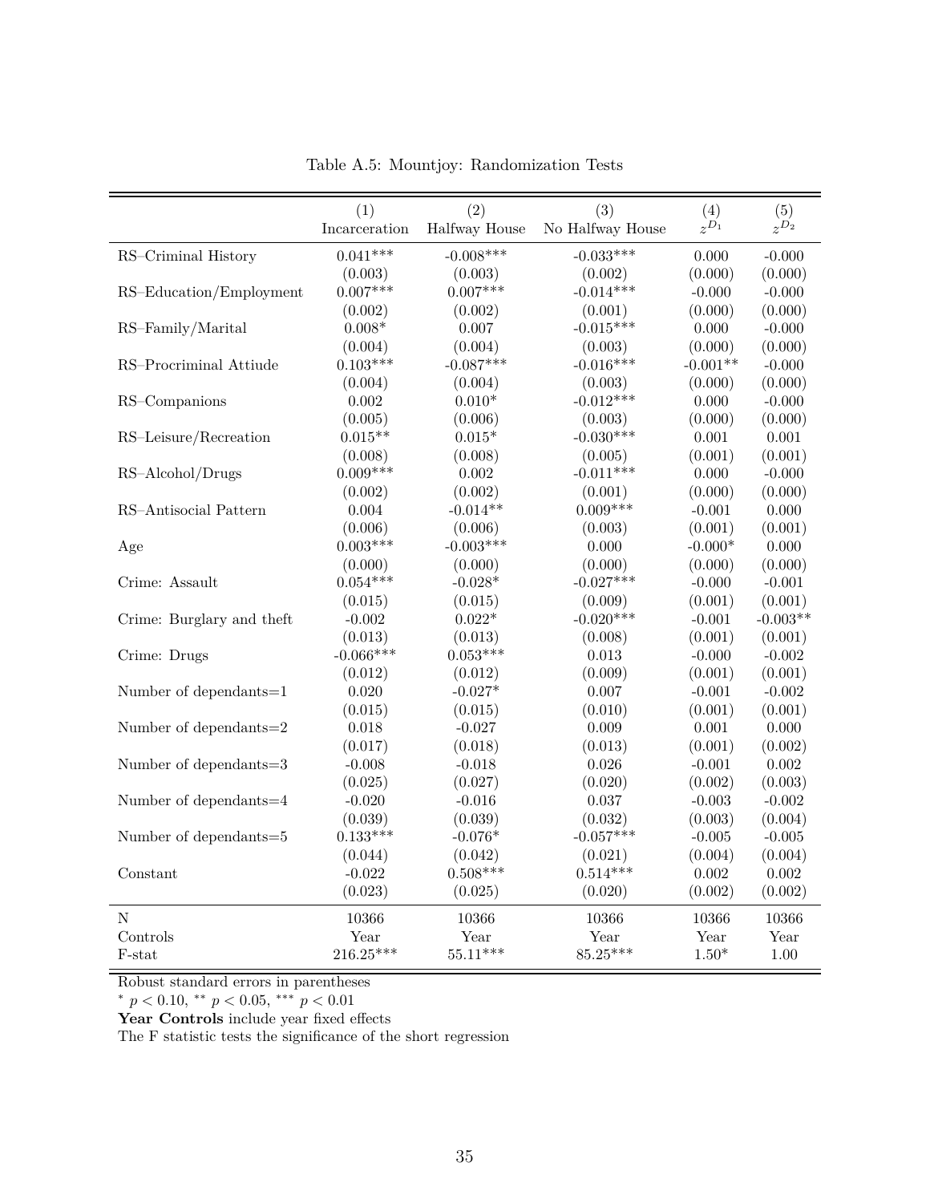Table A.5: Mountjoy: Randomization Tests

| | (1) Incarceration | (2) Halfway House | (3) No Halfway House | (4) $z^{D_1}$ | (5) $z^{D_2}$ |
|---|---|---|---|---|---|
| RS–Criminal History | 0.041*** | -0.008*** | -0.033*** | 0.000 | -0.000 |
| | (0.003) | (0.003) | (0.002) | (0.000) | (0.000) |
| RS–Education/Employment | 0.007*** | 0.007*** | -0.014*** | -0.000 | -0.000 |
| | (0.002) | (0.002) | (0.001) | (0.000) | (0.000) |
| RS–Family/Marital | 0.008* | 0.007 | -0.015*** | 0.000 | -0.000 |
| | (0.004) | (0.004) | (0.003) | (0.000) | (0.000) |
| RS–Procriminal Attiude | 0.103*** | -0.087*** | -0.016*** | -0.001** | -0.000 |
| | (0.004) | (0.004) | (0.003) | (0.000) | (0.000) |
| RS–Companions | 0.002 | 0.010* | -0.012*** | 0.000 | -0.000 |
| | (0.005) | (0.006) | (0.003) | (0.000) | (0.000) |
| RS–Leisure/Recreation | 0.015** | 0.015* | -0.030*** | 0.001 | 0.001 |
| | (0.008) | (0.008) | (0.005) | (0.001) | (0.001) |
| RS–Alcohol/Drugs | 0.009*** | 0.002 | -0.011*** | 0.000 | -0.000 |
| | (0.002) | (0.002) | (0.001) | (0.000) | (0.000) |
| RS–Antisocial Pattern | 0.004 | -0.014** | 0.009*** | -0.001 | 0.000 |
| | (0.006) | (0.006) | (0.003) | (0.001) | (0.001) |
| Age | 0.003*** | -0.003*** | 0.000 | -0.000* | 0.000 |
| | (0.000) | (0.000) | (0.000) | (0.000) | (0.000) |
| Crime: Assault | 0.054*** | -0.028* | -0.027*** | -0.000 | -0.001 |
| | (0.015) | (0.015) | (0.009) | (0.001) | (0.001) |
| Crime: Burglary and theft | -0.002 | 0.022* | -0.020*** | -0.001 | -0.003** |
| | (0.013) | (0.013) | (0.008) | (0.001) | (0.001) |
| Crime: Drugs | -0.066*** | 0.053*** | 0.013 | -0.000 | -0.002 |
| | (0.012) | (0.012) | (0.009) | (0.001) | (0.001) |
| Number of dependants=1 | 0.020 | -0.027* | 0.007 | -0.001 | -0.002 |
| | (0.015) | (0.015) | (0.010) | (0.001) | (0.001) |
| Number of dependants=2 | 0.018 | -0.027 | 0.009 | 0.001 | 0.000 |
| | (0.017) | (0.018) | (0.013) | (0.001) | (0.002) |
| Number of dependants=3 | -0.008 | -0.018 | 0.026 | -0.001 | 0.002 |
| | (0.025) | (0.027) | (0.020) | (0.002) | (0.003) |
| Number of dependants=4 | -0.020 | -0.016 | 0.037 | -0.003 | -0.002 |
| | (0.039) | (0.039) | (0.032) | (0.003) | (0.004) |
| Number of dependants=5 | 0.133*** | -0.076* | -0.057*** | -0.005 | -0.005 |
| | (0.044) | (0.042) | (0.021) | (0.004) | (0.004) |
| Constant | -0.022 | 0.508*** | 0.514*** | 0.002 | 0.002 |
| | (0.023) | (0.025) | (0.020) | (0.002) | (0.002) |
| N | 10366 | 10366 | 10366 | 10366 | 10366 |
| Controls | Year | Year | Year | Year | Year |
| F-stat | 216.25*** | 55.11*** | 85.25*** | 1.50* | 1.00 |

Robust standard errors in parentheses

\* $p < 0.10$, \*\* $p < 0.05$, \*\*\* $p < 0.01$

**Year Controls** include year fixed effects

The F statistic tests the significance of the short regression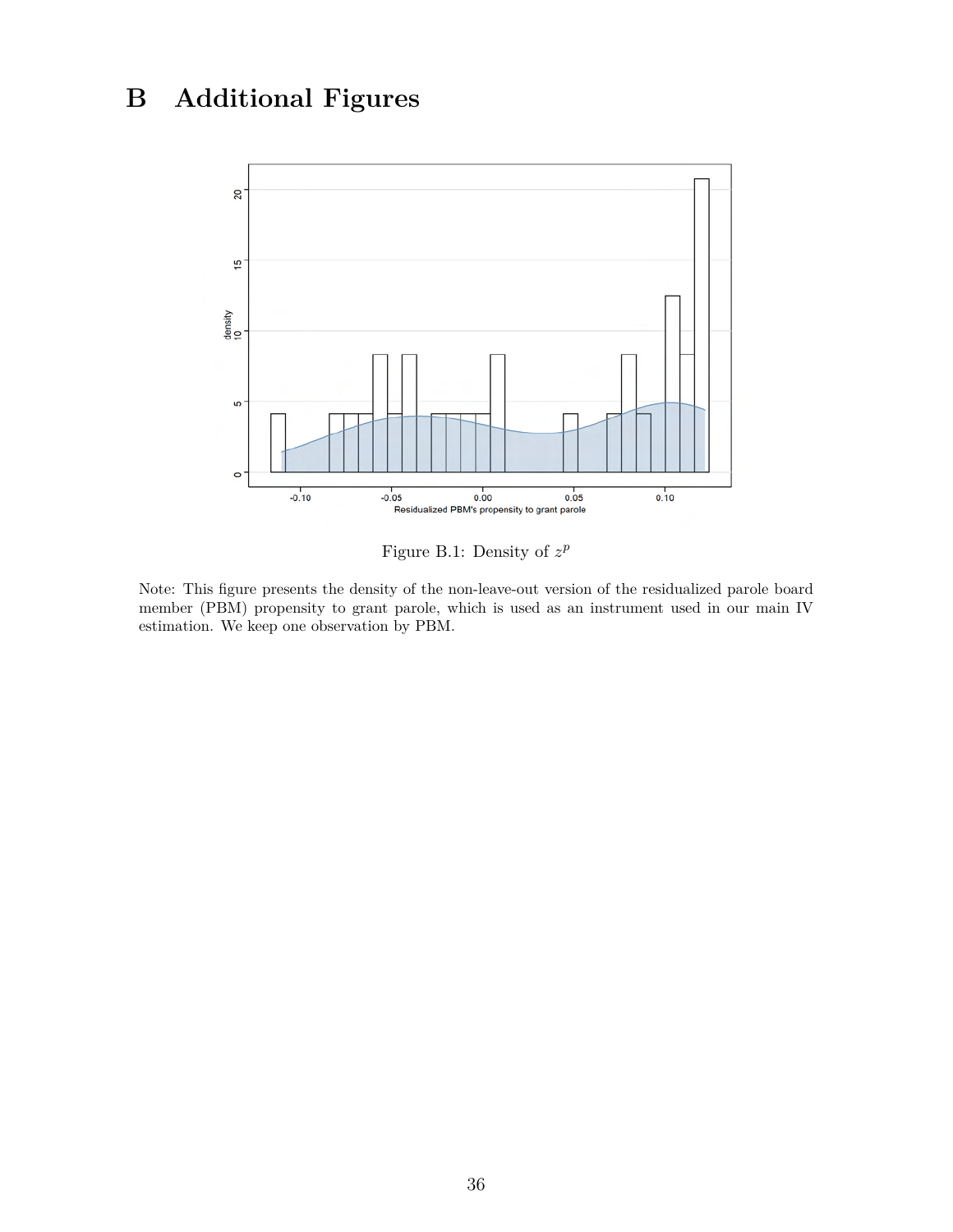# B Additional Figures

Figure B.1: Density of $z^p$

Note: This figure presents the density of the non-leave-out version of the residualized parole board member (PBM) propensity to grant parole, which is used as an instrument used in our main IV estimation. We keep one observation by PBM.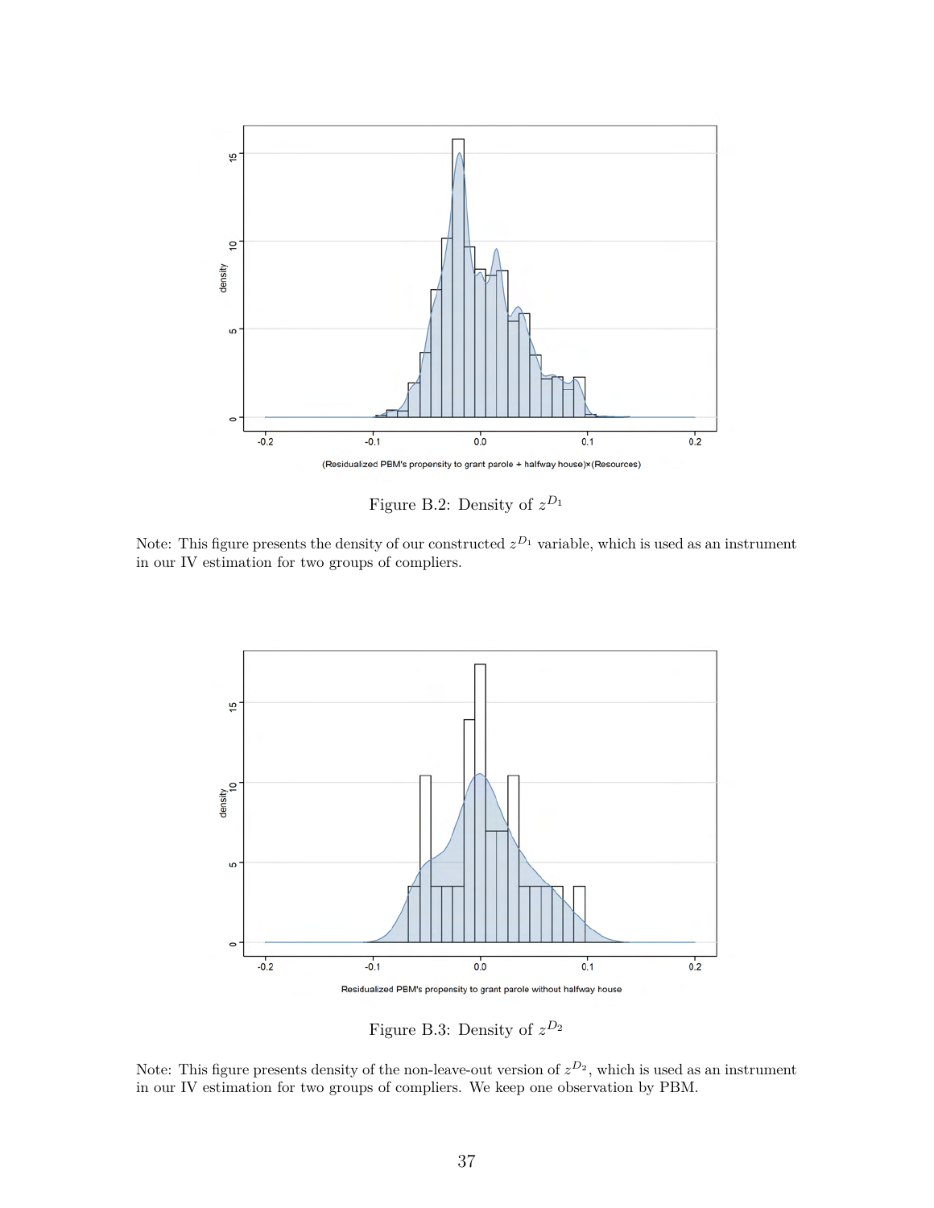15

10

density

5

0

-0.2

-0.1

0.0

0.1

0.2

(Residualized PBM's propensity to grant parole + halfway house)×(Resources)

Figure B.2: Density of $z^{D_1}$

Note: This figure presents the density of our constructed $z^{D_1}$ variable, which is used as an instrument in our IV estimation for two groups of compliers.

15

10

density

5

0

-0.2

-0.1

0.0

0.1

0.2

Residualized PBM's propensity to grant parole without halfway house

Figure B.3: Density of $z^{D_2}$

Note: This figure presents density of the non-leave-out version of $z^{D_2}$, which is used as an instrument in our IV estimation for two groups of compliers. We keep one observation by PBM.